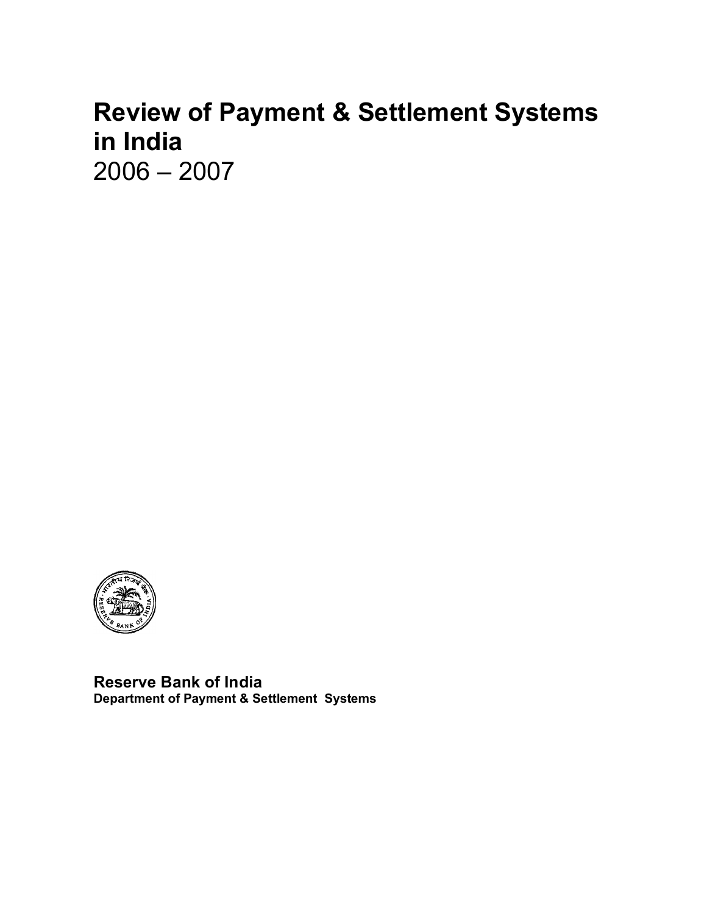# Review of Payment & Settlement Systems in India

2006 – 2007

**Reserve Bank of India**

**Department of Payment & Settlement Systems**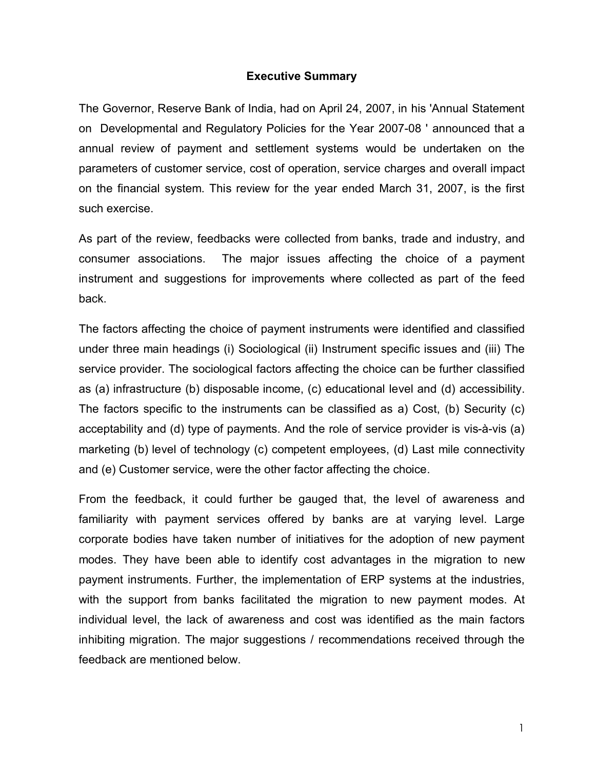## Executive Summary

The Governor, Reserve Bank of India, had on April 24, 2007, in his 'Annual Statement on Developmental and Regulatory Policies for the Year 2007-08 ' announced that a annual review of payment and settlement systems would be undertaken on the parameters of customer service, cost of operation, service charges and overall impact on the financial system. This review for the year ended March 31, 2007, is the first such exercise.

As part of the review, feedbacks were collected from banks, trade and industry, and consumer associations. The major issues affecting the choice of a payment instrument and suggestions for improvements where collected as part of the feed back.

The factors affecting the choice of payment instruments were identified and classified under three main headings (i) Sociological (ii) Instrument specific issues and (iii) The service provider. The sociological factors affecting the choice can be further classified as (a) infrastructure (b) disposable income, (c) educational level and (d) accessibility. The factors specific to the instruments can be classified as a) Cost, (b) Security (c) acceptability and (d) type of payments. And the role of service provider is vis-à-vis (a) marketing (b) level of technology (c) competent employees, (d) Last mile connectivity and (e) Customer service, were the other factor affecting the choice.

From the feedback, it could further be gauged that, the level of awareness and familiarity with payment services offered by banks are at varying level. Large corporate bodies have taken number of initiatives for the adoption of new payment modes. They have been able to identify cost advantages in the migration to new payment instruments. Further, the implementation of ERP systems at the industries, with the support from banks facilitated the migration to new payment modes. At individual level, the lack of awareness and cost was identified as the main factors inhibiting migration. The major suggestions / recommendations received through the feedback are mentioned below.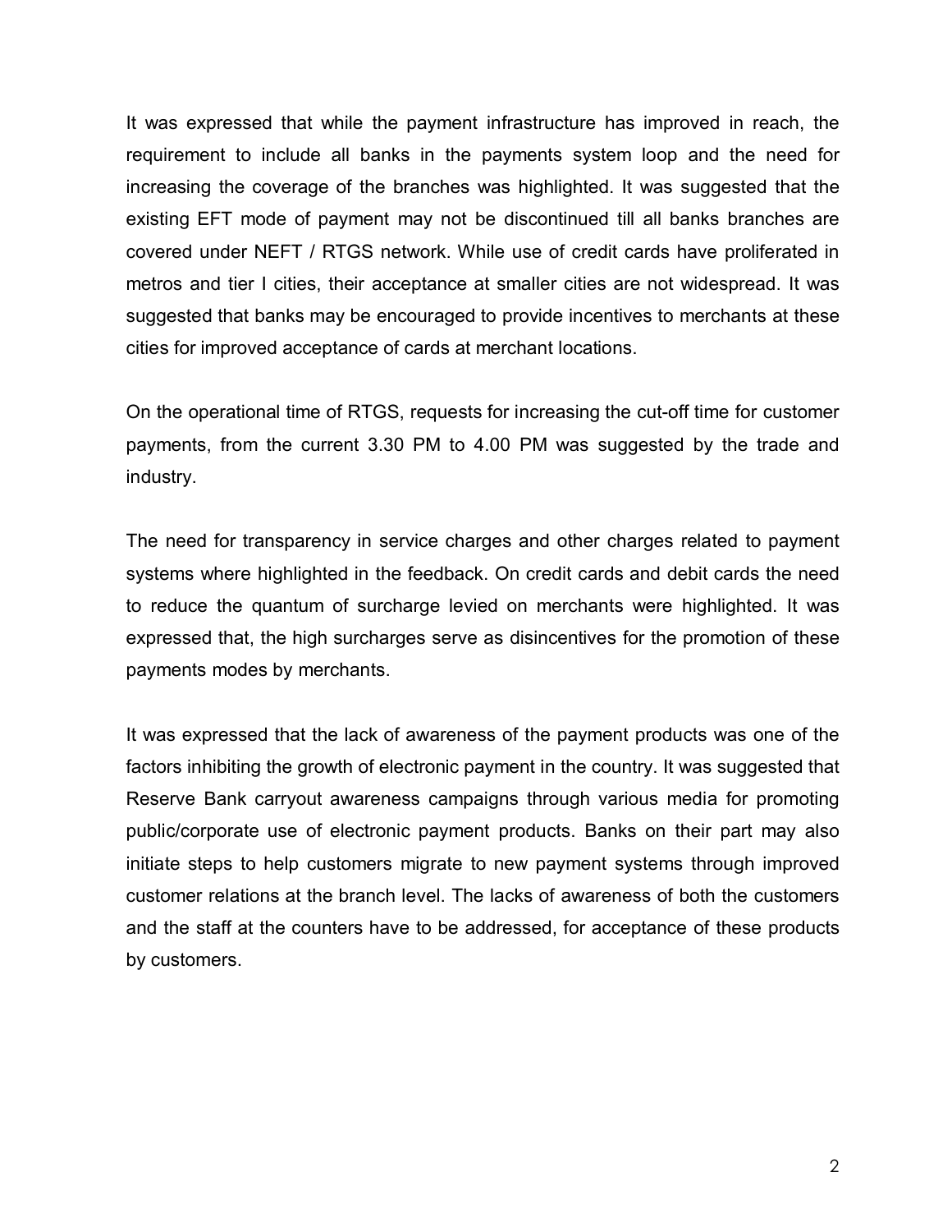It was expressed that while the payment infrastructure has improved in reach, the requirement to include all banks in the payments system loop and the need for increasing the coverage of the branches was highlighted. It was suggested that the existing EFT mode of payment may not be discontinued till all banks branches are covered under NEFT / RTGS network. While use of credit cards have proliferated in metros and tier I cities, their acceptance at smaller cities are not widespread. It was suggested that banks may be encouraged to provide incentives to merchants at these cities for improved acceptance of cards at merchant locations.

On the operational time of RTGS, requests for increasing the cut-off time for customer payments, from the current 3.30 PM to 4.00 PM was suggested by the trade and industry.

The need for transparency in service charges and other charges related to payment systems where highlighted in the feedback. On credit cards and debit cards the need to reduce the quantum of surcharge levied on merchants were highlighted. It was expressed that, the high surcharges serve as disincentives for the promotion of these payments modes by merchants.

It was expressed that the lack of awareness of the payment products was one of the factors inhibiting the growth of electronic payment in the country. It was suggested that Reserve Bank carryout awareness campaigns through various media for promoting public/corporate use of electronic payment products. Banks on their part may also initiate steps to help customers migrate to new payment systems through improved customer relations at the branch level. The lacks of awareness of both the customers and the staff at the counters have to be addressed, for acceptance of these products by customers.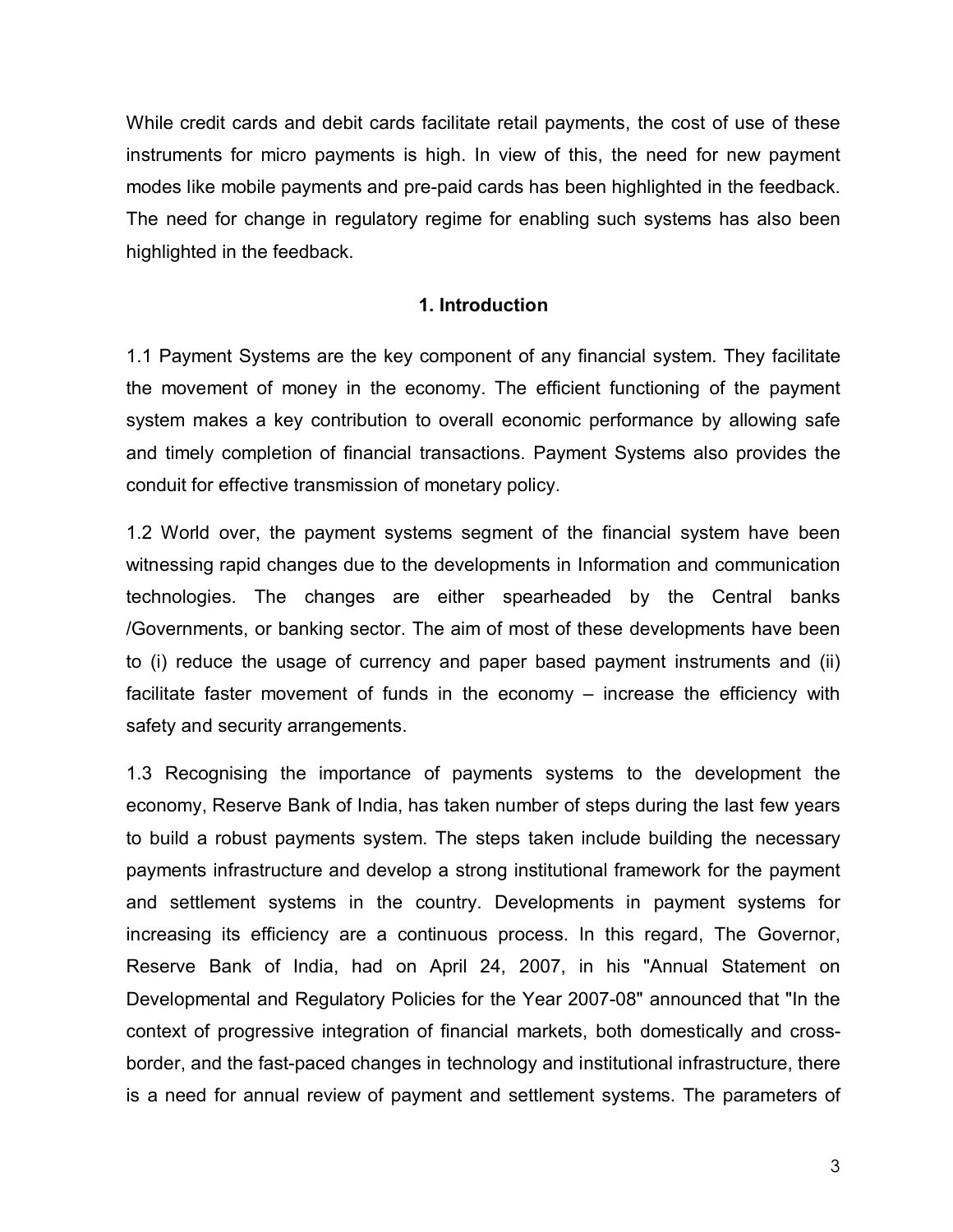While credit cards and debit cards facilitate retail payments, the cost of use of these instruments for micro payments is high. In view of this, the need for new payment modes like mobile payments and pre-paid cards has been highlighted in the feedback. The need for change in regulatory regime for enabling such systems has also been highlighted in the feedback.

## 1. Introduction

1.1 Payment Systems are the key component of any financial system. They facilitate the movement of money in the economy. The efficient functioning of the payment system makes a key contribution to overall economic performance by allowing safe and timely completion of financial transactions. Payment Systems also provides the conduit for effective transmission of monetary policy.

1.2 World over, the payment systems segment of the financial system have been witnessing rapid changes due to the developments in Information and communication technologies. The changes are either spearheaded by the Central banks /Governments, or banking sector. The aim of most of these developments have been to (i) reduce the usage of currency and paper based payment instruments and (ii) facilitate faster movement of funds in the economy – increase the efficiency with safety and security arrangements.

1.3 Recognising the importance of payments systems to the development the economy, Reserve Bank of India, has taken number of steps during the last few years to build a robust payments system. The steps taken include building the necessary payments infrastructure and develop a strong institutional framework for the payment and settlement systems in the country. Developments in payment systems for increasing its efficiency are a continuous process. In this regard, The Governor, Reserve Bank of India, had on April 24, 2007, in his "Annual Statement on Developmental and Regulatory Policies for the Year 2007-08" announced that "In the context of progressive integration of financial markets, both domestically and cross-border, and the fast-paced changes in technology and institutional infrastructure, there is a need for annual review of payment and settlement systems. The parameters of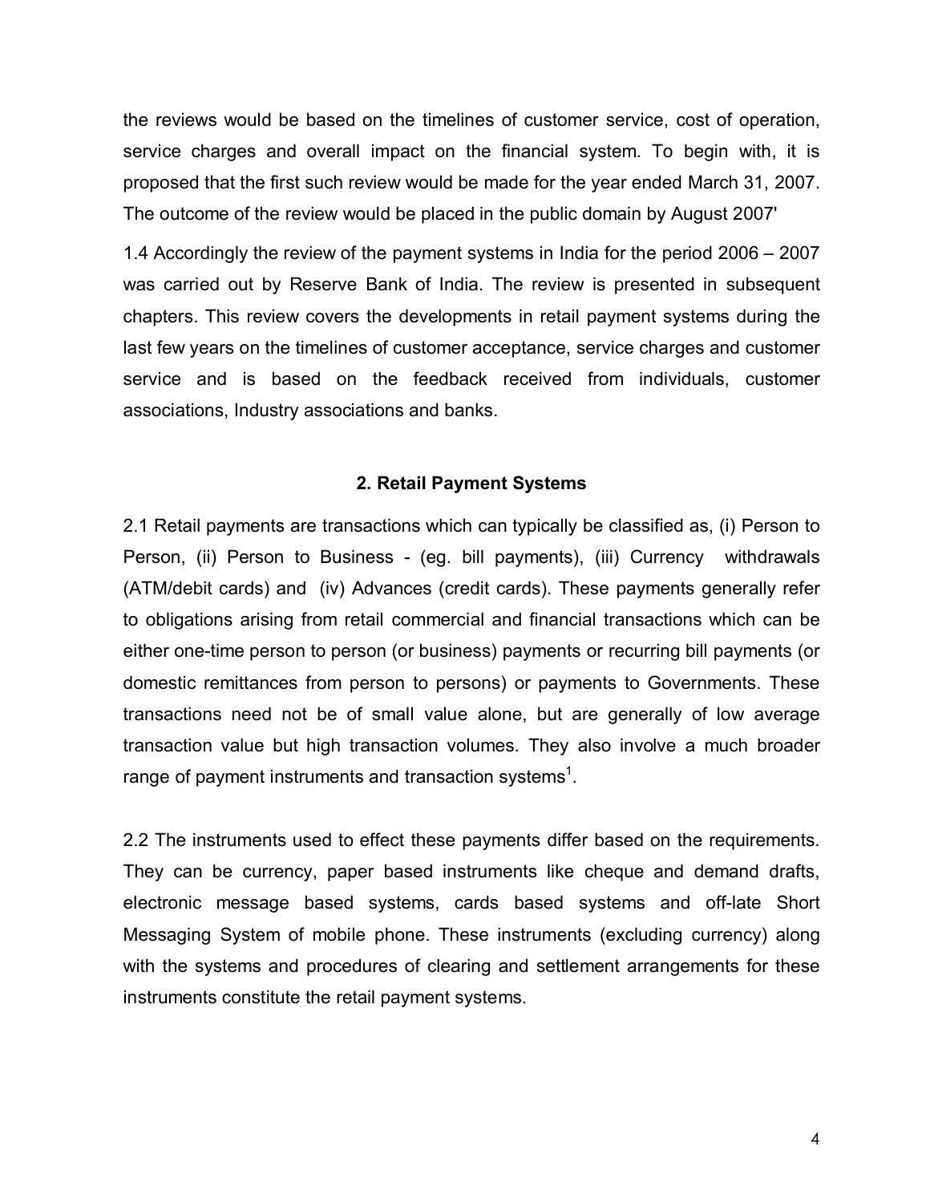the reviews would be based on the timelines of customer service, cost of operation, service charges and overall impact on the financial system. To begin with, it is proposed that the first such review would be made for the year ended March 31, 2007. The outcome of the review would be placed in the public domain by August 2007'

1.4 Accordingly the review of the payment systems in India for the period 2006 – 2007 was carried out by Reserve Bank of India. The review is presented in subsequent chapters. This review covers the developments in retail payment systems during the last few years on the timelines of customer acceptance, service charges and customer service and is based on the feedback received from individuals, customer associations, Industry associations and banks.

## 2. Retail Payment Systems

2.1 Retail payments are transactions which can typically be classified as, (i) Person to Person, (ii) Person to Business - (eg. bill payments), (iii) Currency withdrawals (ATM/debit cards) and (iv) Advances (credit cards). These payments generally refer to obligations arising from retail commercial and financial transactions which can be either one-time person to person (or business) payments or recurring bill payments (or domestic remittances from person to persons) or payments to Governments. These transactions need not be of small value alone, but are generally of low average transaction value but high transaction volumes. They also involve a much broader range of payment instruments and transaction systems[1].

2.2 The instruments used to effect these payments differ based on the requirements. They can be currency, paper based instruments like cheque and demand drafts, electronic message based systems, cards based systems and off-late Short Messaging System of mobile phone. These instruments (excluding currency) along with the systems and procedures of clearing and settlement arrangements for these instruments constitute the retail payment systems.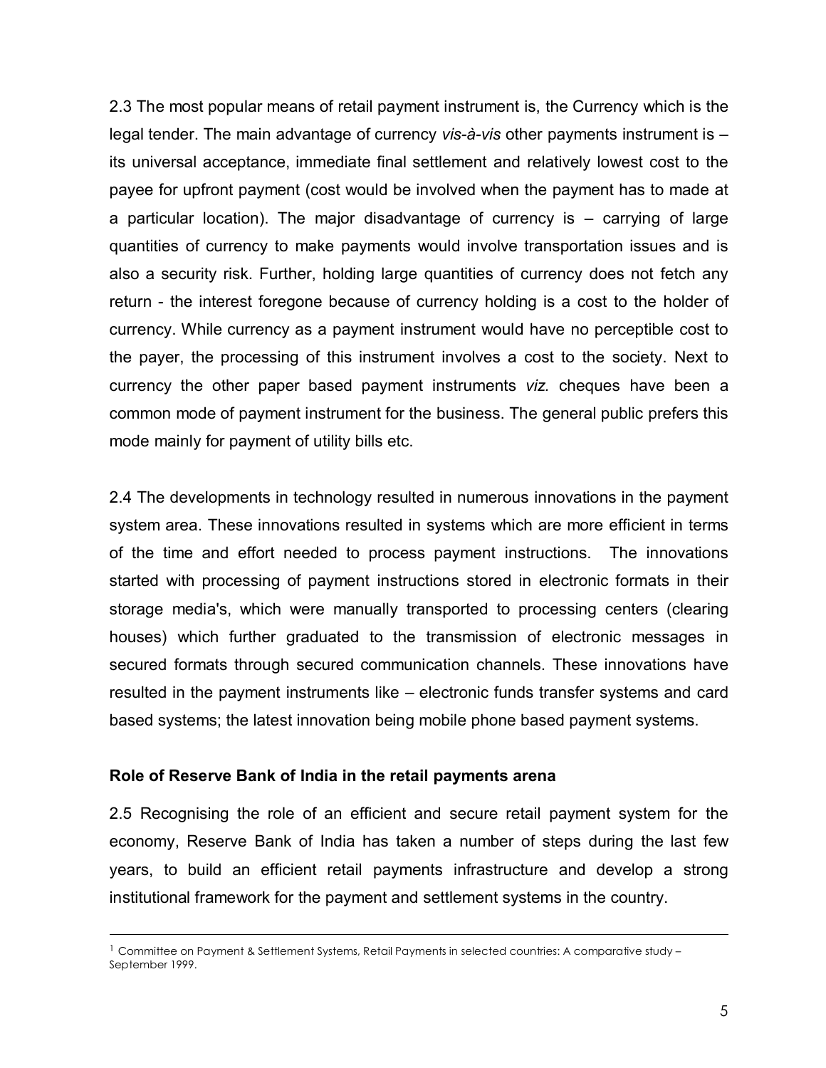2.3 The most popular means of retail payment instrument is, the Currency which is the legal tender. The main advantage of currency *vis-à-vis* other payments instrument is – its universal acceptance, immediate final settlement and relatively lowest cost to the payee for upfront payment (cost would be involved when the payment has to made at a particular location). The major disadvantage of currency is – carrying of large quantities of currency to make payments would involve transportation issues and is also a security risk. Further, holding large quantities of currency does not fetch any return - the interest foregone because of currency holding is a cost to the holder of currency. While currency as a payment instrument would have no perceptible cost to the payer, the processing of this instrument involves a cost to the society. Next to currency the other paper based payment instruments *viz.* cheques have been a common mode of payment instrument for the business. The general public prefers this mode mainly for payment of utility bills etc.

2.4 The developments in technology resulted in numerous innovations in the payment system area. These innovations resulted in systems which are more efficient in terms of the time and effort needed to process payment instructions. The innovations started with processing of payment instructions stored in electronic formats in their storage media's, which were manually transported to processing centers (clearing houses) which further graduated to the transmission of electronic messages in secured formats through secured communication channels. These innovations have resulted in the payment instruments like – electronic funds transfer systems and card based systems; the latest innovation being mobile phone based payment systems.

**Role of Reserve Bank of India in the retail payments arena**

2.5 Recognising the role of an efficient and secure retail payment system for the economy, Reserve Bank of India has taken a number of steps during the last few years, to build an efficient retail payments infrastructure and develop a strong institutional framework for the payment and settlement systems in the country.

---

[1] Committee on Payment & Settlement Systems, Retail Payments in selected countries: A comparative study – September 1999.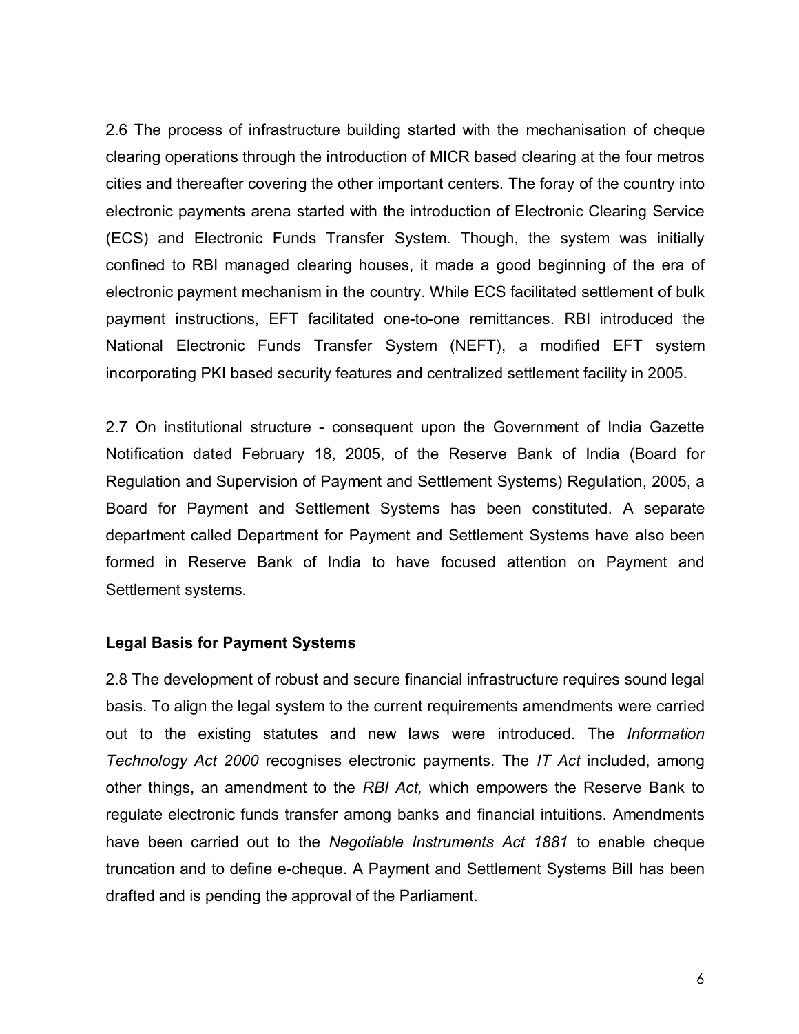2.6 The process of infrastructure building started with the mechanisation of cheque clearing operations through the introduction of MICR based clearing at the four metros cities and thereafter covering the other important centers. The foray of the country into electronic payments arena started with the introduction of Electronic Clearing Service (ECS) and Electronic Funds Transfer System. Though, the system was initially confined to RBI managed clearing houses, it made a good beginning of the era of electronic payment mechanism in the country. While ECS facilitated settlement of bulk payment instructions, EFT facilitated one-to-one remittances. RBI introduced the National Electronic Funds Transfer System (NEFT), a modified EFT system incorporating PKI based security features and centralized settlement facility in 2005.

2.7 On institutional structure - consequent upon the Government of India Gazette Notification dated February 18, 2005, of the Reserve Bank of India (Board for Regulation and Supervision of Payment and Settlement Systems) Regulation, 2005, a Board for Payment and Settlement Systems has been constituted. A separate department called Department for Payment and Settlement Systems have also been formed in Reserve Bank of India to have focused attention on Payment and Settlement systems.

**Legal Basis for Payment Systems**

2.8 The development of robust and secure financial infrastructure requires sound legal basis. To align the legal system to the current requirements amendments were carried out to the existing statutes and new laws were introduced. The *Information Technology Act 2000* recognises electronic payments. The *IT Act* included, among other things, an amendment to the *RBI Act,* which empowers the Reserve Bank to regulate electronic funds transfer among banks and financial intuitions. Amendments have been carried out to the *Negotiable Instruments Act 1881* to enable cheque truncation and to define e-cheque. A Payment and Settlement Systems Bill has been drafted and is pending the approval of the Parliament.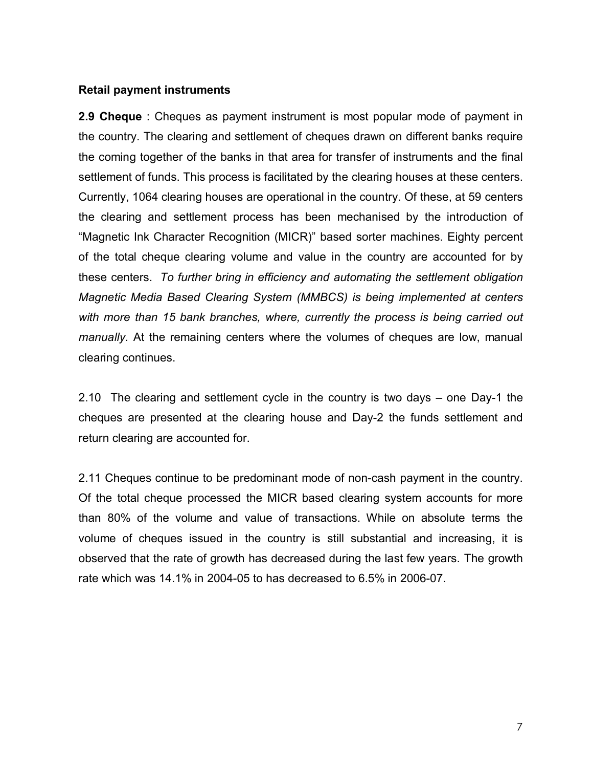**Retail payment instruments**

**2.9 Cheque** : Cheques as payment instrument is most popular mode of payment in the country. The clearing and settlement of cheques drawn on different banks require the coming together of the banks in that area for transfer of instruments and the final settlement of funds. This process is facilitated by the clearing houses at these centers. Currently, 1064 clearing houses are operational in the country. Of these, at 59 centers the clearing and settlement process has been mechanised by the introduction of "Magnetic Ink Character Recognition (MICR)" based sorter machines. Eighty percent of the total cheque clearing volume and value in the country are accounted for by these centers. *To further bring in efficiency and automating the settlement obligation Magnetic Media Based Clearing System (MMBCS) is being implemented at centers with more than 15 bank branches, where, currently the process is being carried out manually.* At the remaining centers where the volumes of cheques are low, manual clearing continues.

2.10 The clearing and settlement cycle in the country is two days – one Day-1 the cheques are presented at the clearing house and Day-2 the funds settlement and return clearing are accounted for.

2.11 Cheques continue to be predominant mode of non-cash payment in the country. Of the total cheque processed the MICR based clearing system accounts for more than 80% of the volume and value of transactions. While on absolute terms the volume of cheques issued in the country is still substantial and increasing, it is observed that the rate of growth has decreased during the last few years. The growth rate which was 14.1% in 2004-05 to has decreased to 6.5% in 2006-07.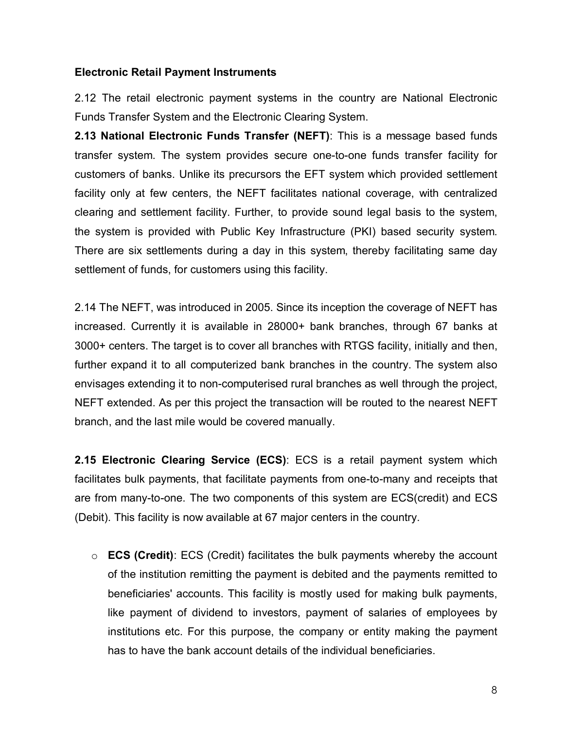**Electronic Retail Payment Instruments**

2.12 The retail electronic payment systems in the country are National Electronic Funds Transfer System and the Electronic Clearing System.

**2.13 National Electronic Funds Transfer (NEFT)**: This is a message based funds transfer system. The system provides secure one-to-one funds transfer facility for customers of banks. Unlike its precursors the EFT system which provided settlement facility only at few centers, the NEFT facilitates national coverage, with centralized clearing and settlement facility. Further, to provide sound legal basis to the system, the system is provided with Public Key Infrastructure (PKI) based security system. There are six settlements during a day in this system, thereby facilitating same day settlement of funds, for customers using this facility.

2.14 The NEFT, was introduced in 2005. Since its inception the coverage of NEFT has increased. Currently it is available in 28000+ bank branches, through 67 banks at 3000+ centers. The target is to cover all branches with RTGS facility, initially and then, further expand it to all computerized bank branches in the country. The system also envisages extending it to non-computerised rural branches as well through the project, NEFT extended. As per this project the transaction will be routed to the nearest NEFT branch, and the last mile would be covered manually.

**2.15 Electronic Clearing Service (ECS)**: ECS is a retail payment system which facilitates bulk payments, that facilitate payments from one-to-many and receipts that are from many-to-one. The two components of this system are ECS(credit) and ECS (Debit). This facility is now available at 67 major centers in the country.

- **ECS (Credit)**: ECS (Credit) facilitates the bulk payments whereby the account of the institution remitting the payment is debited and the payments remitted to beneficiaries' accounts. This facility is mostly used for making bulk payments, like payment of dividend to investors, payment of salaries of employees by institutions etc. For this purpose, the company or entity making the payment has to have the bank account details of the individual beneficiaries.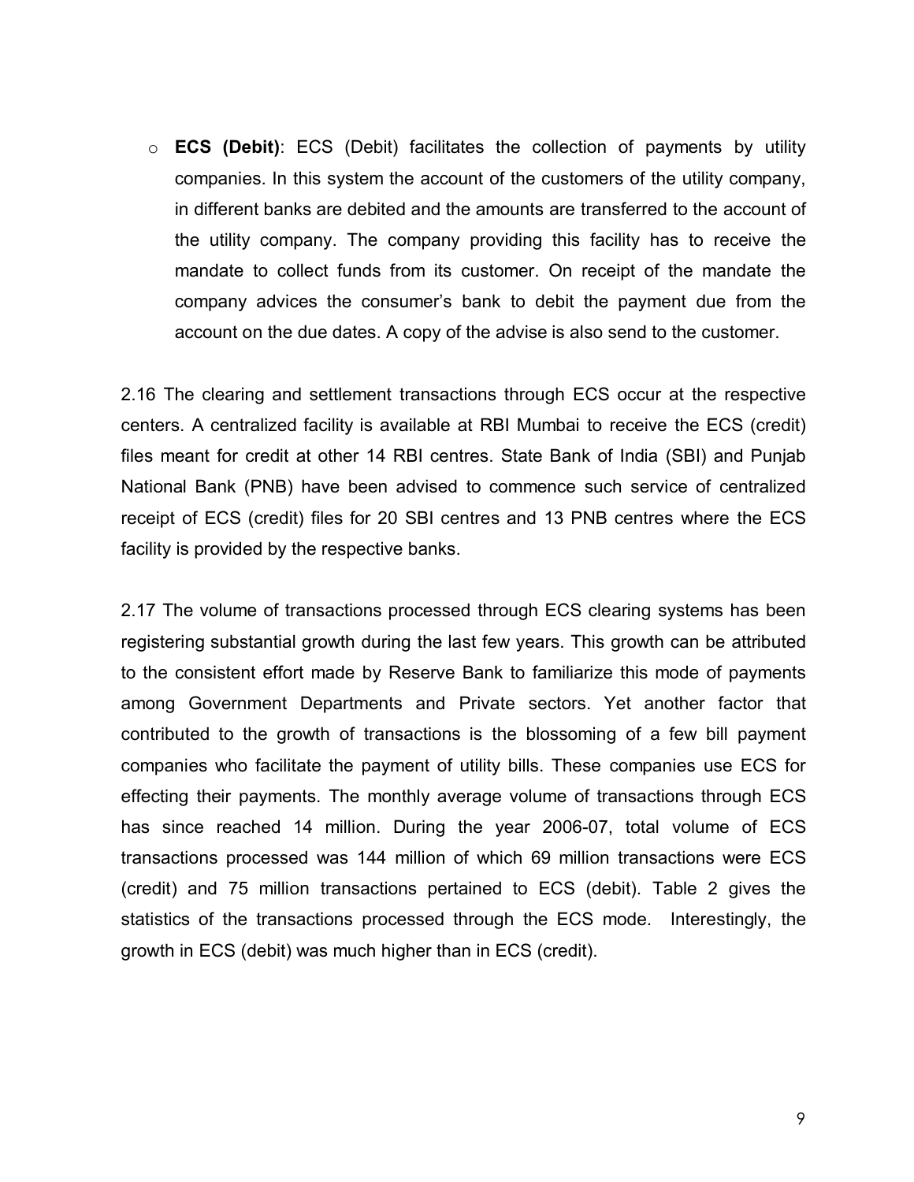- **ECS (Debit)**: ECS (Debit) facilitates the collection of payments by utility companies. In this system the account of the customers of the utility company, in different banks are debited and the amounts are transferred to the account of the utility company. The company providing this facility has to receive the mandate to collect funds from its customer. On receipt of the mandate the company advices the consumer's bank to debit the payment due from the account on the due dates. A copy of the advise is also send to the customer.

2.16 The clearing and settlement transactions through ECS occur at the respective centers. A centralized facility is available at RBI Mumbai to receive the ECS (credit) files meant for credit at other 14 RBI centres. State Bank of India (SBI) and Punjab National Bank (PNB) have been advised to commence such service of centralized receipt of ECS (credit) files for 20 SBI centres and 13 PNB centres where the ECS facility is provided by the respective banks.

2.17 The volume of transactions processed through ECS clearing systems has been registering substantial growth during the last few years. This growth can be attributed to the consistent effort made by Reserve Bank to familiarize this mode of payments among Government Departments and Private sectors. Yet another factor that contributed to the growth of transactions is the blossoming of a few bill payment companies who facilitate the payment of utility bills. These companies use ECS for effecting their payments. The monthly average volume of transactions through ECS has since reached 14 million. During the year 2006-07, total volume of ECS transactions processed was 144 million of which 69 million transactions were ECS (credit) and 75 million transactions pertained to ECS (debit). Table 2 gives the statistics of the transactions processed through the ECS mode. Interestingly, the growth in ECS (debit) was much higher than in ECS (credit).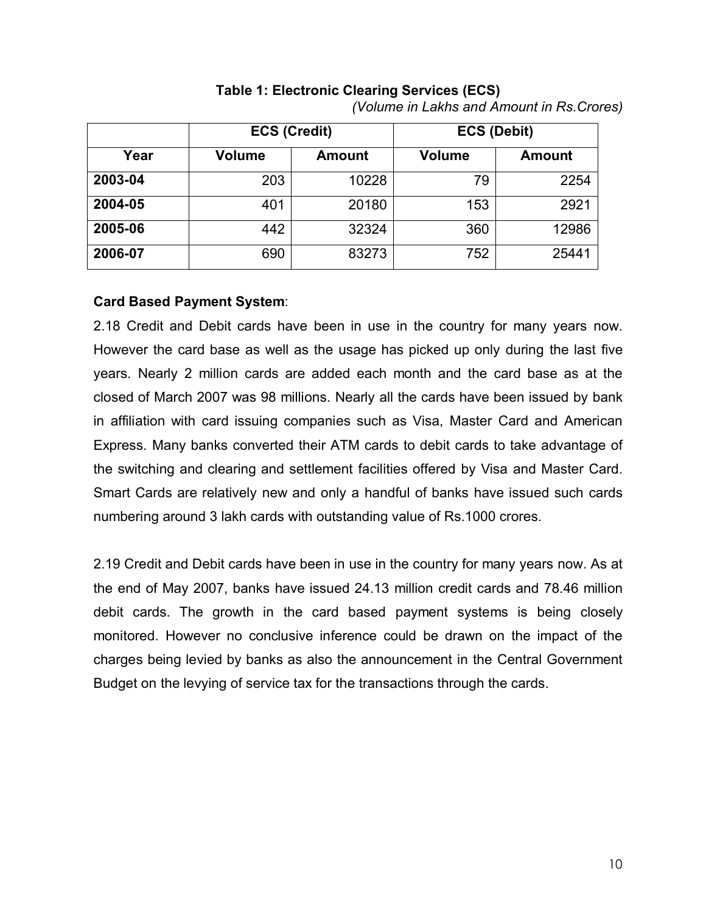**Table 1: Electronic Clearing Services (ECS)**

*(Volume in Lakhs and Amount in Rs.Crores)*

| | ECS (Credit) | | ECS (Debit) | |
|---|---|---|---|---|
| **Year** | **Volume** | **Amount** | **Volume** | **Amount** |
| **2003-04** | 203 | 10228 | 79 | 2254 |
| **2004-05** | 401 | 20180 | 153 | 2921 |
| **2005-06** | 442 | 32324 | 360 | 12986 |
| **2006-07** | 690 | 83273 | 752 | 25441 |

**Card Based Payment System**:

2.18 Credit and Debit cards have been in use in the country for many years now. However the card base as well as the usage has picked up only during the last five years. Nearly 2 million cards are added each month and the card base as at the closed of March 2007 was 98 millions. Nearly all the cards have been issued by bank in affiliation with card issuing companies such as Visa, Master Card and American Express. Many banks converted their ATM cards to debit cards to take advantage of the switching and clearing and settlement facilities offered by Visa and Master Card. Smart Cards are relatively new and only a handful of banks have issued such cards numbering around 3 lakh cards with outstanding value of Rs.1000 crores.

2.19 Credit and Debit cards have been in use in the country for many years now. As at the end of May 2007, banks have issued 24.13 million credit cards and 78.46 million debit cards. The growth in the card based payment systems is being closely monitored. However no conclusive inference could be drawn on the impact of the charges being levied by banks as also the announcement in the Central Government Budget on the levying of service tax for the transactions through the cards.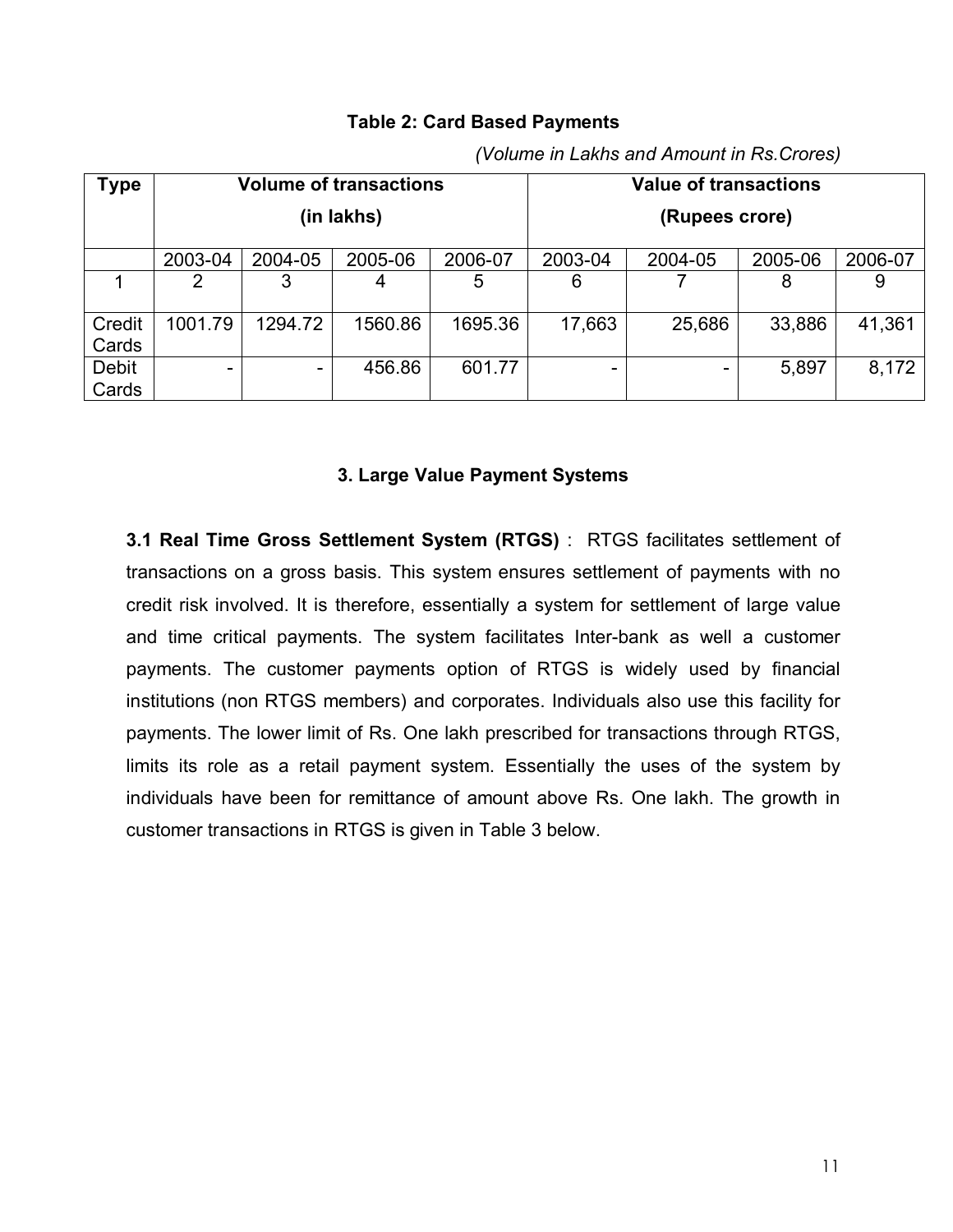**Table 2: Card Based Payments**

*(Volume in Lakhs and Amount in Rs.Crores)*

| Type | Volume of transactions (in lakhs) | | | | Value of transactions (Rupees crore) | | | |
|---|---|---|---|---|---|---|---|---|
| | 2003-04 | 2004-05 | 2005-06 | 2006-07 | 2003-04 | 2004-05 | 2005-06 | 2006-07 |
| 1 | 2 | 3 | 4 | 5 | 6 | 7 | 8 | 9 |
| Credit Cards | 1001.79 | 1294.72 | 1560.86 | 1695.36 | 17,663 | 25,686 | 33,886 | 41,361 |
| Debit Cards | - | - | 456.86 | 601.77 | - | - | 5,897 | 8,172 |

## 3. Large Value Payment Systems

**3.1 Real Time Gross Settlement System (RTGS)** : RTGS facilitates settlement of transactions on a gross basis. This system ensures settlement of payments with no credit risk involved. It is therefore, essentially a system for settlement of large value and time critical payments. The system facilitates Inter-bank as well a customer payments. The customer payments option of RTGS is widely used by financial institutions (non RTGS members) and corporates. Individuals also use this facility for payments. The lower limit of Rs. One lakh prescribed for transactions through RTGS, limits its role as a retail payment system. Essentially the uses of the system by individuals have been for remittance of amount above Rs. One lakh. The growth in customer transactions in RTGS is given in Table 3 below.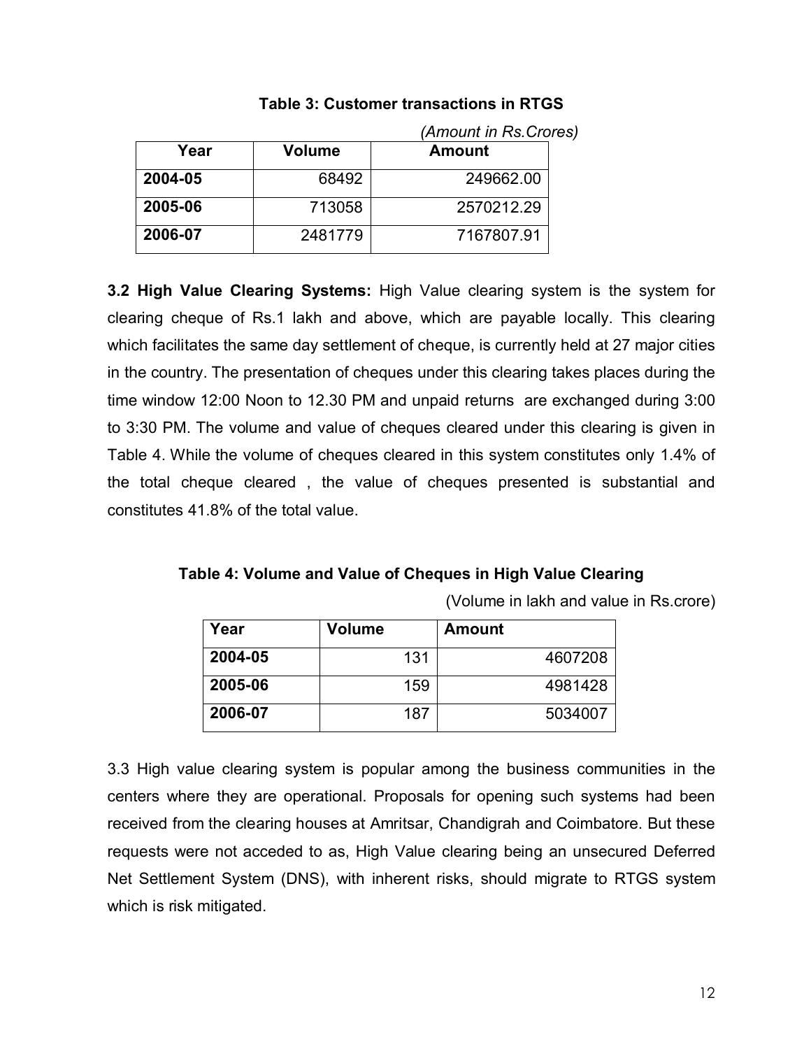**Table 3: Customer transactions in RTGS**

*(Amount in Rs.Crores)*

| Year | Volume | Amount |
|---|---|---|
| **2004-05** | 68492 | 249662.00 |
| **2005-06** | 713058 | 2570212.29 |
| **2006-07** | 2481779 | 7167807.91 |

**3.2 High Value Clearing Systems:** High Value clearing system is the system for clearing cheque of Rs.1 lakh and above, which are payable locally. This clearing which facilitates the same day settlement of cheque, is currently held at 27 major cities in the country. The presentation of cheques under this clearing takes places during the time window 12:00 Noon to 12.30 PM and unpaid returns are exchanged during 3:00 to 3:30 PM. The volume and value of cheques cleared under this clearing is given in Table 4. While the volume of cheques cleared in this system constitutes only 1.4% of the total cheque cleared , the value of cheques presented is substantial and constitutes 41.8% of the total value.

**Table 4: Volume and Value of Cheques in High Value Clearing**

(Volume in lakh and value in Rs.crore)

| Year | Volume | Amount |
|---|---|---|
| **2004-05** | 131 | 4607208 |
| **2005-06** | 159 | 4981428 |
| **2006-07** | 187 | 5034007 |

3.3 High value clearing system is popular among the business communities in the centers where they are operational. Proposals for opening such systems had been received from the clearing houses at Amritsar, Chandigrah and Coimbatore. But these requests were not acceded to as, High Value clearing being an unsecured Deferred Net Settlement System (DNS), with inherent risks, should migrate to RTGS system which is risk mitigated.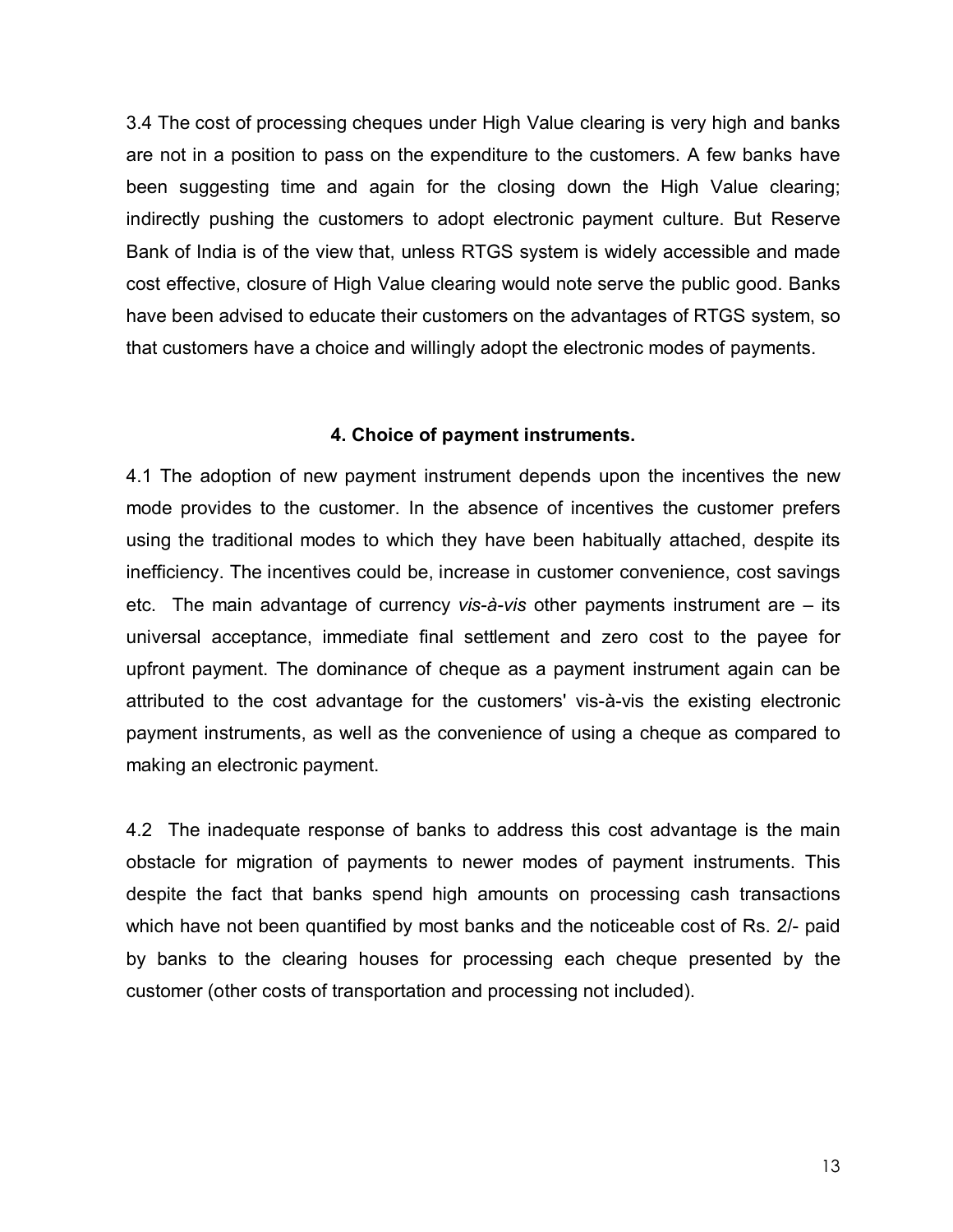3.4 The cost of processing cheques under High Value clearing is very high and banks are not in a position to pass on the expenditure to the customers. A few banks have been suggesting time and again for the closing down the High Value clearing; indirectly pushing the customers to adopt electronic payment culture. But Reserve Bank of India is of the view that, unless RTGS system is widely accessible and made cost effective, closure of High Value clearing would note serve the public good. Banks have been advised to educate their customers on the advantages of RTGS system, so that customers have a choice and willingly adopt the electronic modes of payments.

### 4. Choice of payment instruments.

4.1 The adoption of new payment instrument depends upon the incentives the new mode provides to the customer. In the absence of incentives the customer prefers using the traditional modes to which they have been habitually attached, despite its inefficiency. The incentives could be, increase in customer convenience, cost savings etc. The main advantage of currency *vis-à-vis* other payments instrument are – its universal acceptance, immediate final settlement and zero cost to the payee for upfront payment. The dominance of cheque as a payment instrument again can be attributed to the cost advantage for the customers' vis-à-vis the existing electronic payment instruments, as well as the convenience of using a cheque as compared to making an electronic payment.

4.2 The inadequate response of banks to address this cost advantage is the main obstacle for migration of payments to newer modes of payment instruments. This despite the fact that banks spend high amounts on processing cash transactions which have not been quantified by most banks and the noticeable cost of Rs. 2/- paid by banks to the clearing houses for processing each cheque presented by the customer (other costs of transportation and processing not included).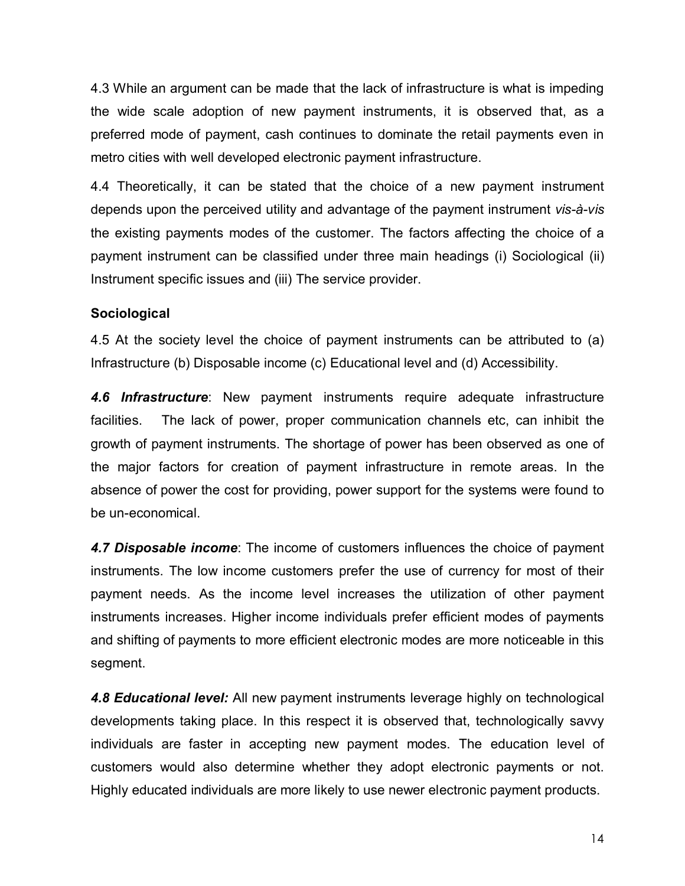4.3 While an argument can be made that the lack of infrastructure is what is impeding the wide scale adoption of new payment instruments, it is observed that, as a preferred mode of payment, cash continues to dominate the retail payments even in metro cities with well developed electronic payment infrastructure.

4.4 Theoretically, it can be stated that the choice of a new payment instrument depends upon the perceived utility and advantage of the payment instrument *vis-à-vis* the existing payments modes of the customer. The factors affecting the choice of a payment instrument can be classified under three main headings (i) Sociological (ii) Instrument specific issues and (iii) The service provider.

**Sociological**

4.5 At the society level the choice of payment instruments can be attributed to (a) Infrastructure (b) Disposable income (c) Educational level and (d) Accessibility.

***4.6 Infrastructure***: New payment instruments require adequate infrastructure facilities. The lack of power, proper communication channels etc, can inhibit the growth of payment instruments. The shortage of power has been observed as one of the major factors for creation of payment infrastructure in remote areas. In the absence of power the cost for providing, power support for the systems were found to be un-economical.

***4.7 Disposable income***: The income of customers influences the choice of payment instruments. The low income customers prefer the use of currency for most of their payment needs. As the income level increases the utilization of other payment instruments increases. Higher income individuals prefer efficient modes of payments and shifting of payments to more efficient electronic modes are more noticeable in this segment.

***4.8 Educational level:*** All new payment instruments leverage highly on technological developments taking place. In this respect it is observed that, technologically savvy individuals are faster in accepting new payment modes. The education level of customers would also determine whether they adopt electronic payments or not. Highly educated individuals are more likely to use newer electronic payment products.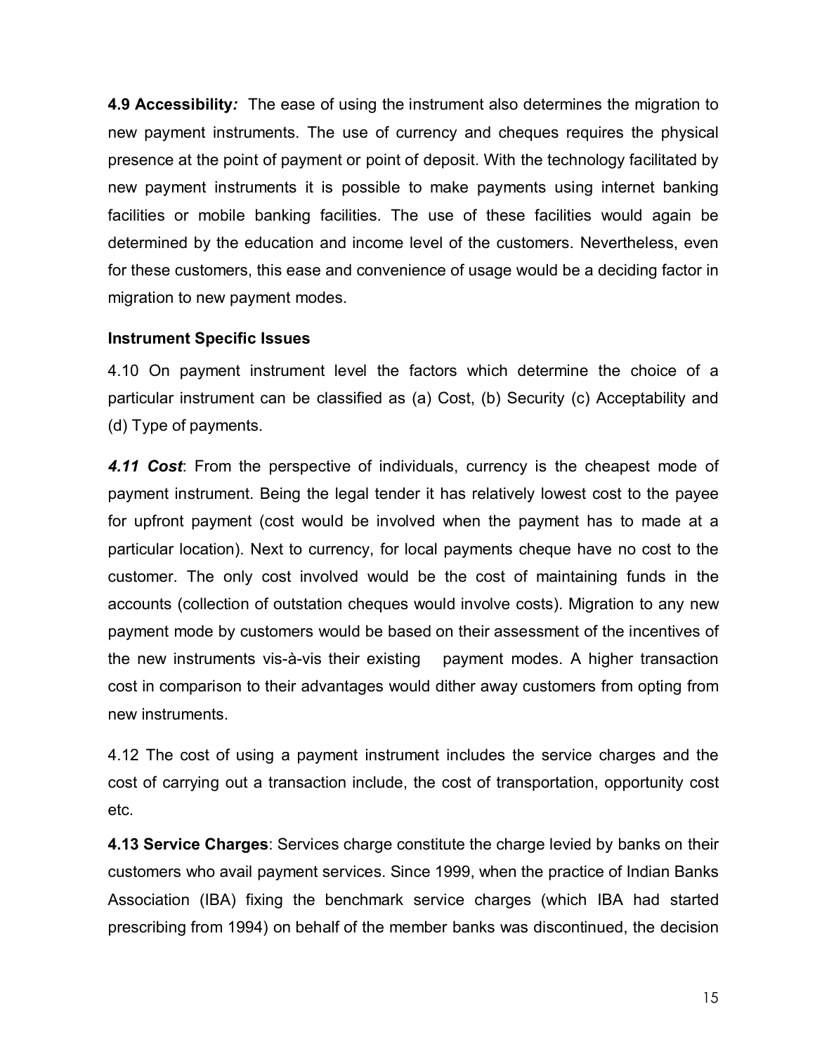**4.9 Accessibility*:*** The ease of using the instrument also determines the migration to new payment instruments. The use of currency and cheques requires the physical presence at the point of payment or point of deposit. With the technology facilitated by new payment instruments it is possible to make payments using internet banking facilities or mobile banking facilities. The use of these facilities would again be determined by the education and income level of the customers. Nevertheless, even for these customers, this ease and convenience of usage would be a deciding factor in migration to new payment modes.

**Instrument Specific Issues**

4.10 On payment instrument level the factors which determine the choice of a particular instrument can be classified as (a) Cost, (b) Security (c) Acceptability and (d) Type of payments.

***4.11 Cost***: From the perspective of individuals, currency is the cheapest mode of payment instrument. Being the legal tender it has relatively lowest cost to the payee for upfront payment (cost would be involved when the payment has to made at a particular location). Next to currency, for local payments cheque have no cost to the customer. The only cost involved would be the cost of maintaining funds in the accounts (collection of outstation cheques would involve costs). Migration to any new payment mode by customers would be based on their assessment of the incentives of the new instruments vis-à-vis their existing payment modes. A higher transaction cost in comparison to their advantages would dither away customers from opting from new instruments.

4.12 The cost of using a payment instrument includes the service charges and the cost of carrying out a transaction include, the cost of transportation, opportunity cost etc.

**4.13 Service Charges**: Services charge constitute the charge levied by banks on their customers who avail payment services. Since 1999, when the practice of Indian Banks Association (IBA) fixing the benchmark service charges (which IBA had started prescribing from 1994) on behalf of the member banks was discontinued, the decision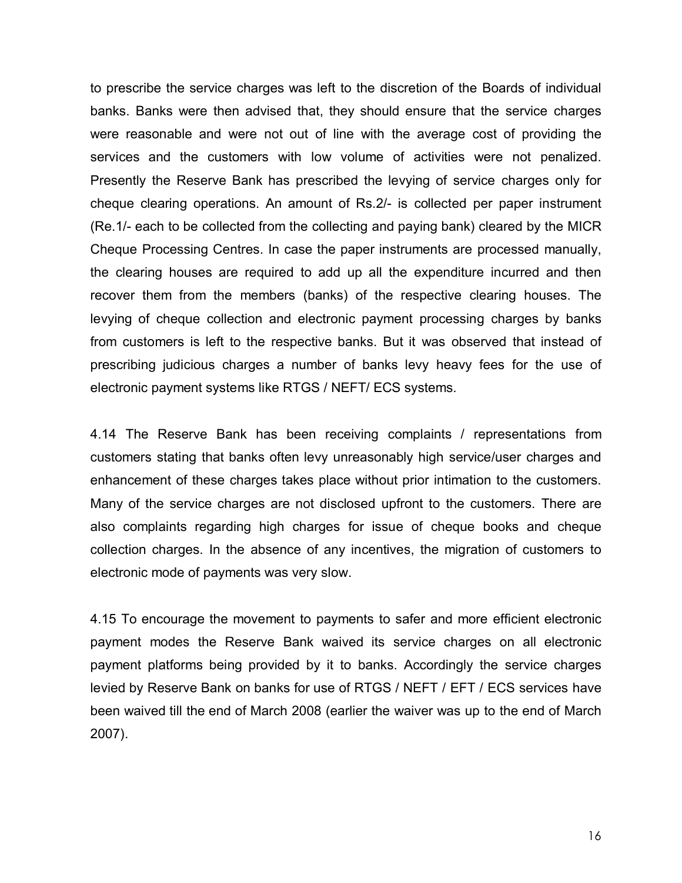to prescribe the service charges was left to the discretion of the Boards of individual banks. Banks were then advised that, they should ensure that the service charges were reasonable and were not out of line with the average cost of providing the services and the customers with low volume of activities were not penalized. Presently the Reserve Bank has prescribed the levying of service charges only for cheque clearing operations. An amount of Rs.2/- is collected per paper instrument (Re.1/- each to be collected from the collecting and paying bank) cleared by the MICR Cheque Processing Centres. In case the paper instruments are processed manually, the clearing houses are required to add up all the expenditure incurred and then recover them from the members (banks) of the respective clearing houses. The levying of cheque collection and electronic payment processing charges by banks from customers is left to the respective banks. But it was observed that instead of prescribing judicious charges a number of banks levy heavy fees for the use of electronic payment systems like RTGS / NEFT/ ECS systems.

4.14 The Reserve Bank has been receiving complaints / representations from customers stating that banks often levy unreasonably high service/user charges and enhancement of these charges takes place without prior intimation to the customers. Many of the service charges are not disclosed upfront to the customers. There are also complaints regarding high charges for issue of cheque books and cheque collection charges. In the absence of any incentives, the migration of customers to electronic mode of payments was very slow.

4.15 To encourage the movement to payments to safer and more efficient electronic payment modes the Reserve Bank waived its service charges on all electronic payment platforms being provided by it to banks. Accordingly the service charges levied by Reserve Bank on banks for use of RTGS / NEFT / EFT / ECS services have been waived till the end of March 2008 (earlier the waiver was up to the end of March 2007).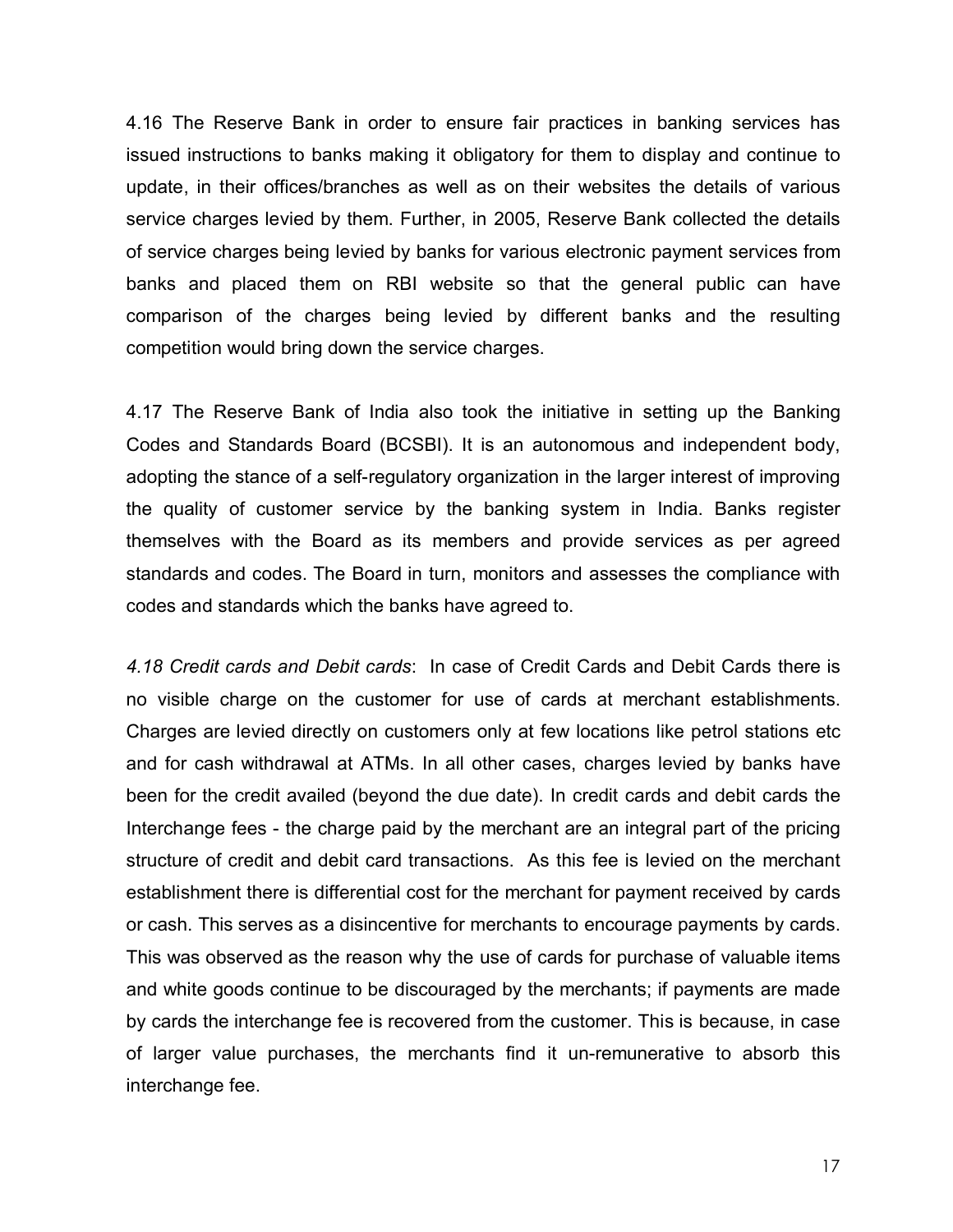4.16 The Reserve Bank in order to ensure fair practices in banking services has issued instructions to banks making it obligatory for them to display and continue to update, in their offices/branches as well as on their websites the details of various service charges levied by them. Further, in 2005, Reserve Bank collected the details of service charges being levied by banks for various electronic payment services from banks and placed them on RBI website so that the general public can have comparison of the charges being levied by different banks and the resulting competition would bring down the service charges.

4.17 The Reserve Bank of India also took the initiative in setting up the Banking Codes and Standards Board (BCSBI). It is an autonomous and independent body, adopting the stance of a self-regulatory organization in the larger interest of improving the quality of customer service by the banking system in India. Banks register themselves with the Board as its members and provide services as per agreed standards and codes. The Board in turn, monitors and assesses the compliance with codes and standards which the banks have agreed to.

*4.18 Credit cards and Debit cards*: In case of Credit Cards and Debit Cards there is no visible charge on the customer for use of cards at merchant establishments. Charges are levied directly on customers only at few locations like petrol stations etc and for cash withdrawal at ATMs. In all other cases, charges levied by banks have been for the credit availed (beyond the due date). In credit cards and debit cards the Interchange fees - the charge paid by the merchant are an integral part of the pricing structure of credit and debit card transactions. As this fee is levied on the merchant establishment there is differential cost for the merchant for payment received by cards or cash. This serves as a disincentive for merchants to encourage payments by cards. This was observed as the reason why the use of cards for purchase of valuable items and white goods continue to be discouraged by the merchants; if payments are made by cards the interchange fee is recovered from the customer. This is because, in case of larger value purchases, the merchants find it un-remunerative to absorb this interchange fee.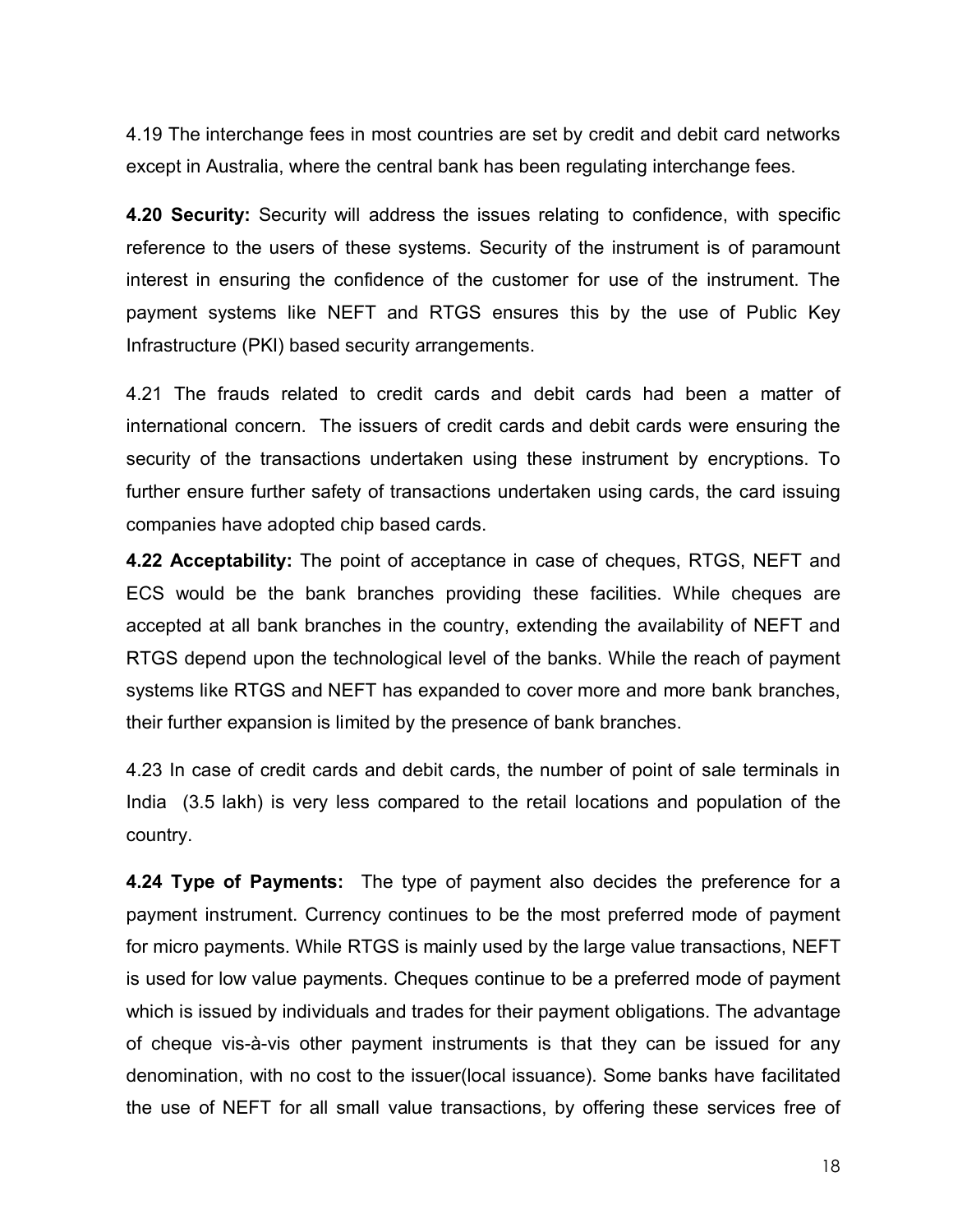4.19 The interchange fees in most countries are set by credit and debit card networks except in Australia, where the central bank has been regulating interchange fees.

**4.20 Security:** Security will address the issues relating to confidence, with specific reference to the users of these systems. Security of the instrument is of paramount interest in ensuring the confidence of the customer for use of the instrument. The payment systems like NEFT and RTGS ensures this by the use of Public Key Infrastructure (PKI) based security arrangements.

4.21 The frauds related to credit cards and debit cards had been a matter of international concern. The issuers of credit cards and debit cards were ensuring the security of the transactions undertaken using these instrument by encryptions. To further ensure further safety of transactions undertaken using cards, the card issuing companies have adopted chip based cards.

**4.22 Acceptability:** The point of acceptance in case of cheques, RTGS, NEFT and ECS would be the bank branches providing these facilities. While cheques are accepted at all bank branches in the country, extending the availability of NEFT and RTGS depend upon the technological level of the banks. While the reach of payment systems like RTGS and NEFT has expanded to cover more and more bank branches, their further expansion is limited by the presence of bank branches.

4.23 In case of credit cards and debit cards, the number of point of sale terminals in India (3.5 lakh) is very less compared to the retail locations and population of the country.

**4.24 Type of Payments:** The type of payment also decides the preference for a payment instrument. Currency continues to be the most preferred mode of payment for micro payments. While RTGS is mainly used by the large value transactions, NEFT is used for low value payments. Cheques continue to be a preferred mode of payment which is issued by individuals and trades for their payment obligations. The advantage of cheque vis-à-vis other payment instruments is that they can be issued for any denomination, with no cost to the issuer(local issuance). Some banks have facilitated the use of NEFT for all small value transactions, by offering these services free of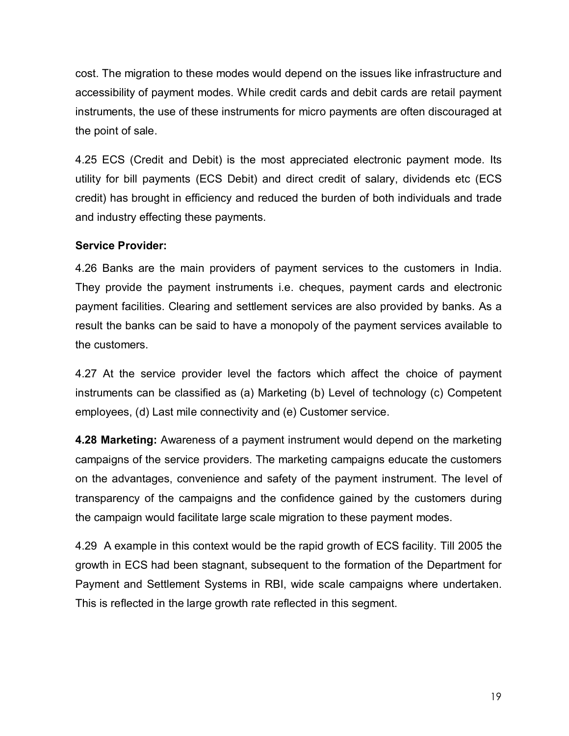cost. The migration to these modes would depend on the issues like infrastructure and accessibility of payment modes. While credit cards and debit cards are retail payment instruments, the use of these instruments for micro payments are often discouraged at the point of sale.

4.25 ECS (Credit and Debit) is the most appreciated electronic payment mode. Its utility for bill payments (ECS Debit) and direct credit of salary, dividends etc (ECS credit) has brought in efficiency and reduced the burden of both individuals and trade and industry effecting these payments.

**Service Provider:**

4.26 Banks are the main providers of payment services to the customers in India. They provide the payment instruments i.e. cheques, payment cards and electronic payment facilities. Clearing and settlement services are also provided by banks. As a result the banks can be said to have a monopoly of the payment services available to the customers.

4.27 At the service provider level the factors which affect the choice of payment instruments can be classified as (a) Marketing (b) Level of technology (c) Competent employees, (d) Last mile connectivity and (e) Customer service.

**4.28 Marketing:** Awareness of a payment instrument would depend on the marketing campaigns of the service providers. The marketing campaigns educate the customers on the advantages, convenience and safety of the payment instrument. The level of transparency of the campaigns and the confidence gained by the customers during the campaign would facilitate large scale migration to these payment modes.

4.29 A example in this context would be the rapid growth of ECS facility. Till 2005 the growth in ECS had been stagnant, subsequent to the formation of the Department for Payment and Settlement Systems in RBI, wide scale campaigns where undertaken. This is reflected in the large growth rate reflected in this segment.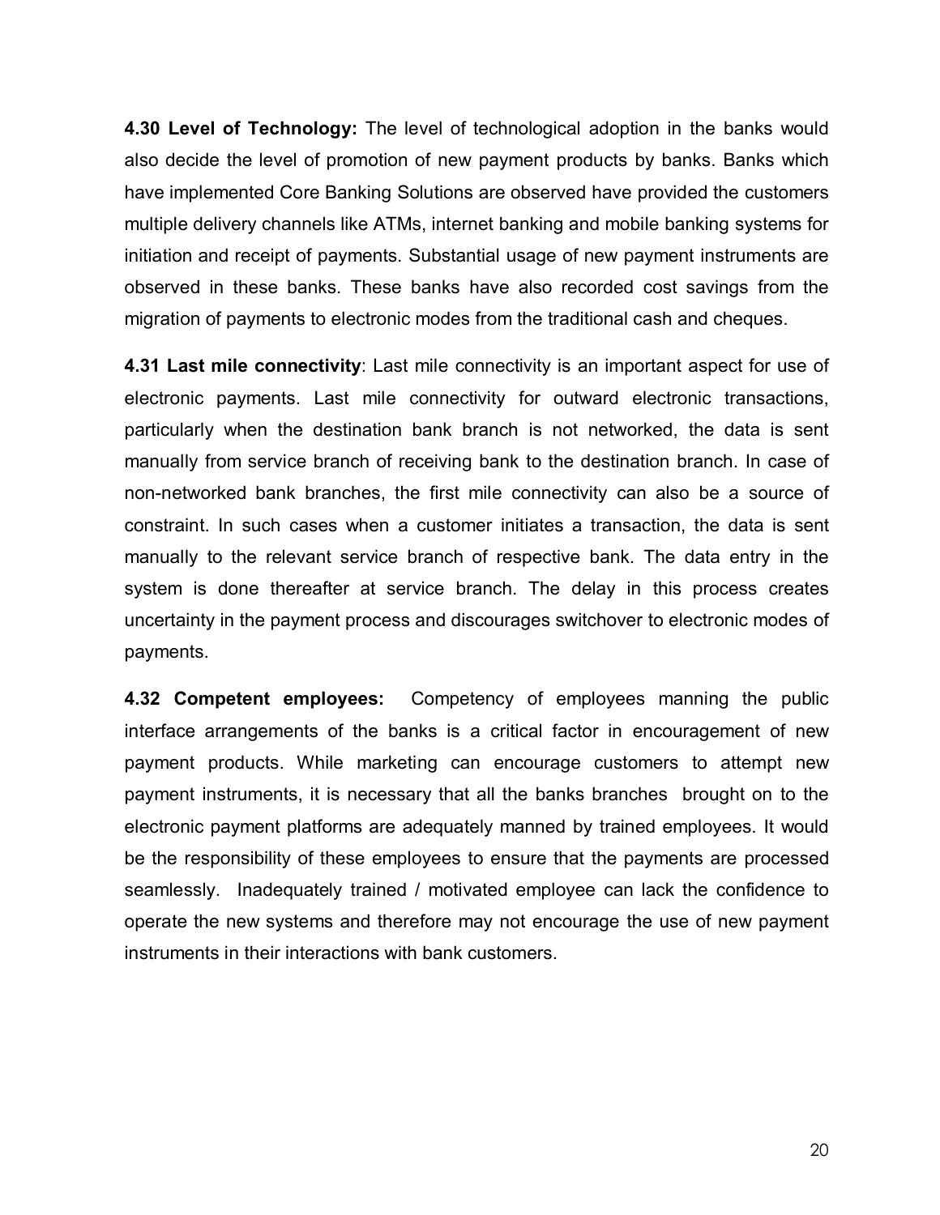**4.30 Level of Technology:** The level of technological adoption in the banks would also decide the level of promotion of new payment products by banks. Banks which have implemented Core Banking Solutions are observed have provided the customers multiple delivery channels like ATMs, internet banking and mobile banking systems for initiation and receipt of payments. Substantial usage of new payment instruments are observed in these banks. These banks have also recorded cost savings from the migration of payments to electronic modes from the traditional cash and cheques.

**4.31 Last mile connectivity**: Last mile connectivity is an important aspect for use of electronic payments. Last mile connectivity for outward electronic transactions, particularly when the destination bank branch is not networked, the data is sent manually from service branch of receiving bank to the destination branch. In case of non-networked bank branches, the first mile connectivity can also be a source of constraint. In such cases when a customer initiates a transaction, the data is sent manually to the relevant service branch of respective bank. The data entry in the system is done thereafter at service branch. The delay in this process creates uncertainty in the payment process and discourages switchover to electronic modes of payments.

**4.32 Competent employees:** Competency of employees manning the public interface arrangements of the banks is a critical factor in encouragement of new payment products. While marketing can encourage customers to attempt new payment instruments, it is necessary that all the banks branches brought on to the electronic payment platforms are adequately manned by trained employees. It would be the responsibility of these employees to ensure that the payments are processed seamlessly. Inadequately trained / motivated employee can lack the confidence to operate the new systems and therefore may not encourage the use of new payment instruments in their interactions with bank customers.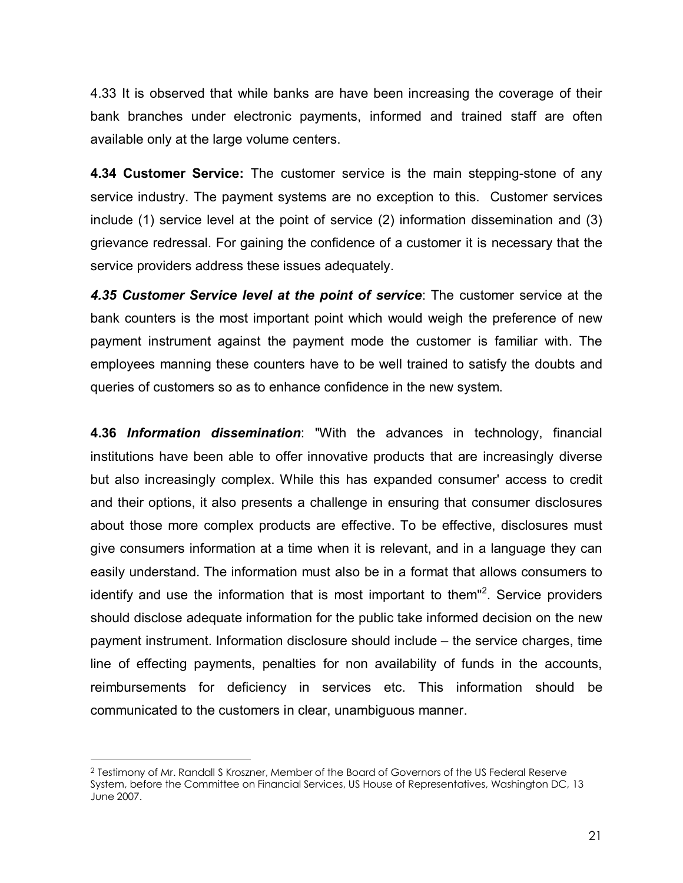4.33 It is observed that while banks are have been increasing the coverage of their bank branches under electronic payments, informed and trained staff are often available only at the large volume centers.

**4.34 Customer Service:** The customer service is the main stepping-stone of any service industry. The payment systems are no exception to this. Customer services include (1) service level at the point of service (2) information dissemination and (3) grievance redressal. For gaining the confidence of a customer it is necessary that the service providers address these issues adequately.

***4.35 Customer Service level at the point of service***: The customer service at the bank counters is the most important point which would weigh the preference of new payment instrument against the payment mode the customer is familiar with. The employees manning these counters have to be well trained to satisfy the doubts and queries of customers so as to enhance confidence in the new system.

**4.36** ***Information dissemination***: "With the advances in technology, financial institutions have been able to offer innovative products that are increasingly diverse but also increasingly complex. While this has expanded consumer' access to credit and their options, it also presents a challenge in ensuring that consumer disclosures about those more complex products are effective. To be effective, disclosures must give consumers information at a time when it is relevant, and in a language they can easily understand. The information must also be in a format that allows consumers to identify and use the information that is most important to them"[2]. Service providers should disclose adequate information for the public take informed decision on the new payment instrument. Information disclosure should include – the service charges, time line of effecting payments, penalties for non availability of funds in the accounts, reimbursements for deficiency in services etc. This information should be communicated to the customers in clear, unambiguous manner.

---

[2] Testimony of Mr. Randall S Kroszner, Member of the Board of Governors of the US Federal Reserve System, before the Committee on Financial Services, US House of Representatives, Washington DC, 13 June 2007.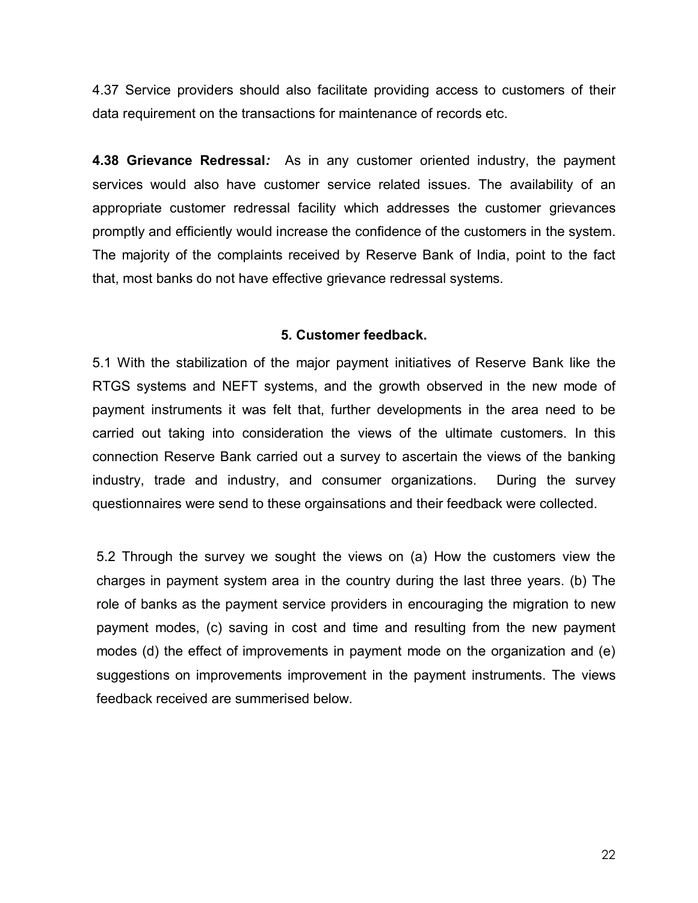4.37 Service providers should also facilitate providing access to customers of their data requirement on the transactions for maintenance of records etc.

**4.38 Grievance Redressal***:* As in any customer oriented industry, the payment services would also have customer service related issues. The availability of an appropriate customer redressal facility which addresses the customer grievances promptly and efficiently would increase the confidence of the customers in the system. The majority of the complaints received by Reserve Bank of India, point to the fact that, most banks do not have effective grievance redressal systems.

## 5. Customer feedback.

5.1 With the stabilization of the major payment initiatives of Reserve Bank like the RTGS systems and NEFT systems, and the growth observed in the new mode of payment instruments it was felt that, further developments in the area need to be carried out taking into consideration the views of the ultimate customers. In this connection Reserve Bank carried out a survey to ascertain the views of the banking industry, trade and industry, and consumer organizations. During the survey questionnaires were send to these orgainsations and their feedback were collected.

5.2 Through the survey we sought the views on (a) How the customers view the charges in payment system area in the country during the last three years. (b) The role of banks as the payment service providers in encouraging the migration to new payment modes, (c) saving in cost and time and resulting from the new payment modes (d) the effect of improvements in payment mode on the organization and (e) suggestions on improvements improvement in the payment instruments. The views feedback received are summerised below.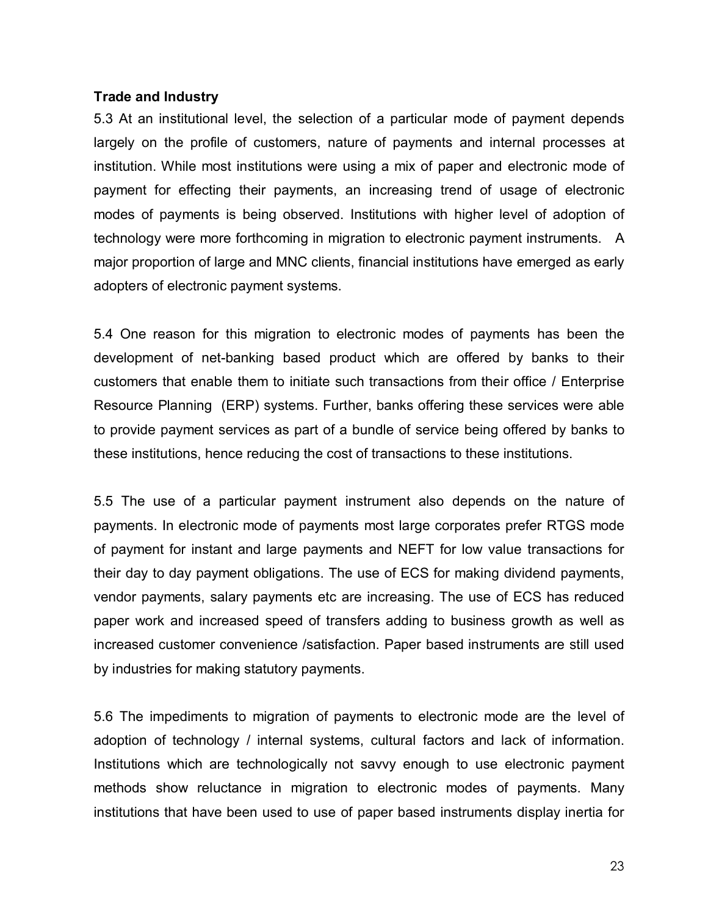**Trade and Industry**

5.3 At an institutional level, the selection of a particular mode of payment depends largely on the profile of customers, nature of payments and internal processes at institution. While most institutions were using a mix of paper and electronic mode of payment for effecting their payments, an increasing trend of usage of electronic modes of payments is being observed. Institutions with higher level of adoption of technology were more forthcoming in migration to electronic payment instruments. A major proportion of large and MNC clients, financial institutions have emerged as early adopters of electronic payment systems.

5.4 One reason for this migration to electronic modes of payments has been the development of net-banking based product which are offered by banks to their customers that enable them to initiate such transactions from their office / Enterprise Resource Planning (ERP) systems. Further, banks offering these services were able to provide payment services as part of a bundle of service being offered by banks to these institutions, hence reducing the cost of transactions to these institutions.

5.5 The use of a particular payment instrument also depends on the nature of payments. In electronic mode of payments most large corporates prefer RTGS mode of payment for instant and large payments and NEFT for low value transactions for their day to day payment obligations. The use of ECS for making dividend payments, vendor payments, salary payments etc are increasing. The use of ECS has reduced paper work and increased speed of transfers adding to business growth as well as increased customer convenience /satisfaction. Paper based instruments are still used by industries for making statutory payments.

5.6 The impediments to migration of payments to electronic mode are the level of adoption of technology / internal systems, cultural factors and lack of information. Institutions which are technologically not savvy enough to use electronic payment methods show reluctance in migration to electronic modes of payments. Many institutions that have been used to use of paper based instruments display inertia for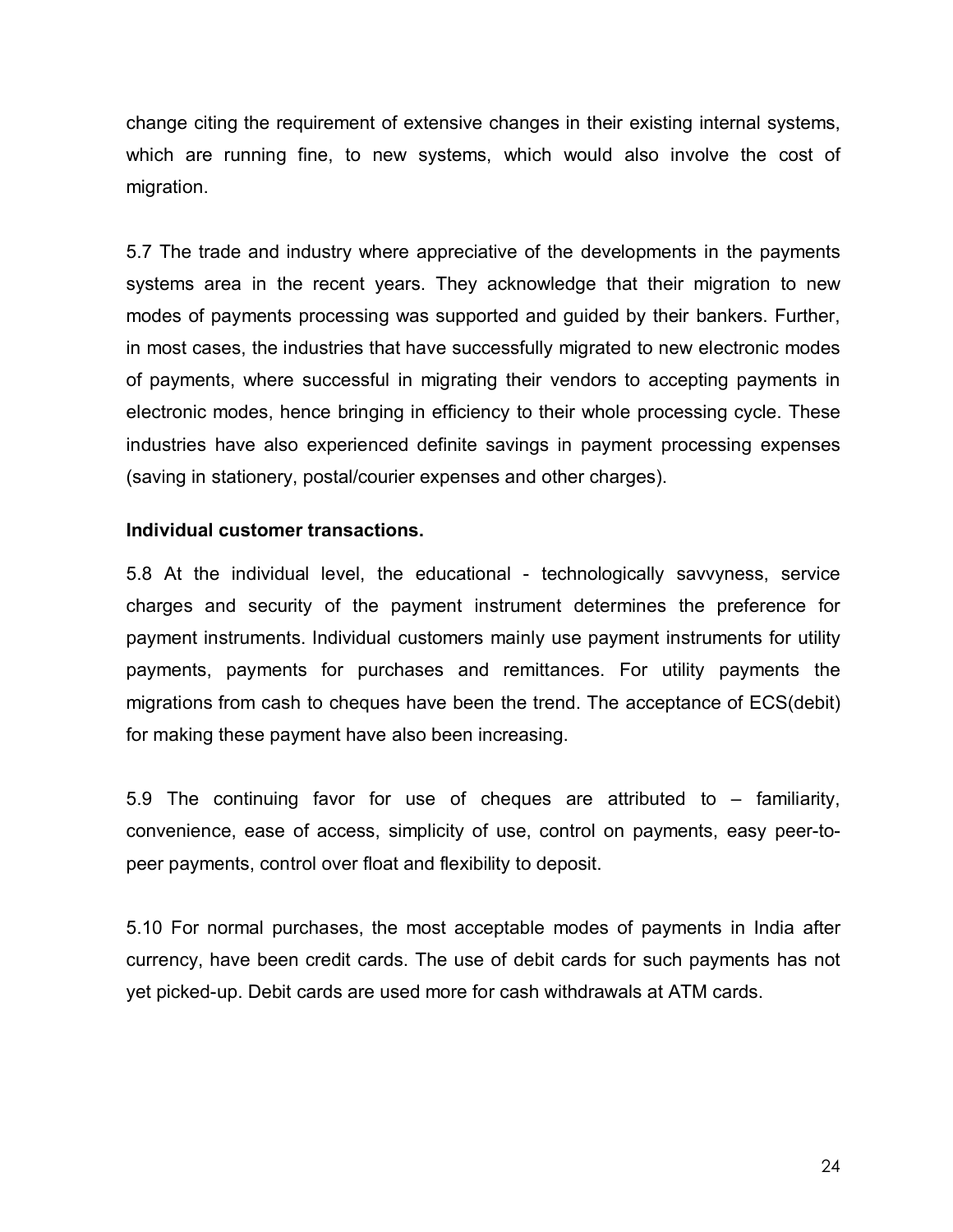change citing the requirement of extensive changes in their existing internal systems, which are running fine, to new systems, which would also involve the cost of migration.

5.7 The trade and industry where appreciative of the developments in the payments systems area in the recent years. They acknowledge that their migration to new modes of payments processing was supported and guided by their bankers. Further, in most cases, the industries that have successfully migrated to new electronic modes of payments, where successful in migrating their vendors to accepting payments in electronic modes, hence bringing in efficiency to their whole processing cycle. These industries have also experienced definite savings in payment processing expenses (saving in stationery, postal/courier expenses and other charges).

**Individual customer transactions.**

5.8 At the individual level, the educational - technologically savvyness, service charges and security of the payment instrument determines the preference for payment instruments. Individual customers mainly use payment instruments for utility payments, payments for purchases and remittances. For utility payments the migrations from cash to cheques have been the trend. The acceptance of ECS(debit) for making these payment have also been increasing.

5.9 The continuing favor for use of cheques are attributed to – familiarity, convenience, ease of access, simplicity of use, control on payments, easy peer-to-peer payments, control over float and flexibility to deposit.

5.10 For normal purchases, the most acceptable modes of payments in India after currency, have been credit cards. The use of debit cards for such payments has not yet picked-up. Debit cards are used more for cash withdrawals at ATM cards.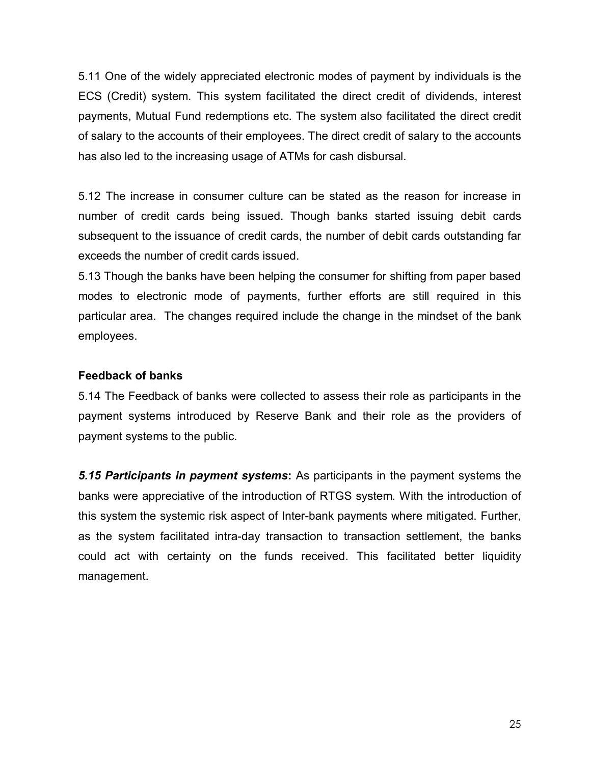5.11 One of the widely appreciated electronic modes of payment by individuals is the ECS (Credit) system. This system facilitated the direct credit of dividends, interest payments, Mutual Fund redemptions etc. The system also facilitated the direct credit of salary to the accounts of their employees. The direct credit of salary to the accounts has also led to the increasing usage of ATMs for cash disbursal.

5.12 The increase in consumer culture can be stated as the reason for increase in number of credit cards being issued. Though banks started issuing debit cards subsequent to the issuance of credit cards, the number of debit cards outstanding far exceeds the number of credit cards issued.

5.13 Though the banks have been helping the consumer for shifting from paper based modes to electronic mode of payments, further efforts are still required in this particular area. The changes required include the change in the mindset of the bank employees.

**Feedback of banks**

5.14 The Feedback of banks were collected to assess their role as participants in the payment systems introduced by Reserve Bank and their role as the providers of payment systems to the public.

***5.15 Participants in payment systems*:** As participants in the payment systems the banks were appreciative of the introduction of RTGS system. With the introduction of this system the systemic risk aspect of Inter-bank payments where mitigated. Further, as the system facilitated intra-day transaction to transaction settlement, the banks could act with certainty on the funds received. This facilitated better liquidity management.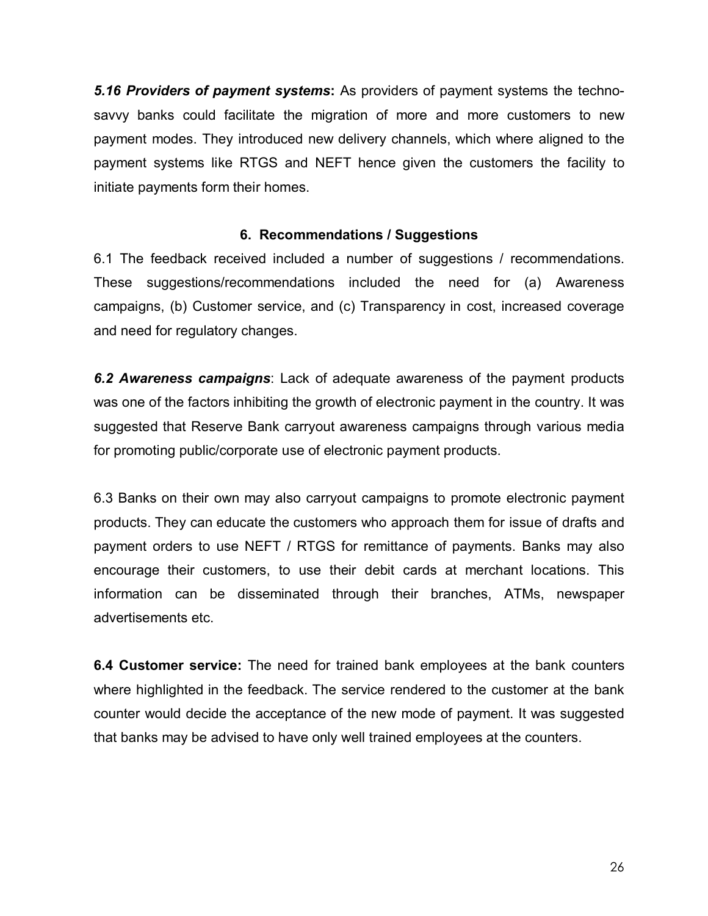***5.16 Providers of payment systems*:** As providers of payment systems the techno-savvy banks could facilitate the migration of more and more customers to new payment modes. They introduced new delivery channels, which where aligned to the payment systems like RTGS and NEFT hence given the customers the facility to initiate payments form their homes.

## 6. Recommendations / Suggestions

6.1 The feedback received included a number of suggestions / recommendations. These suggestions/recommendations included the need for (a) Awareness campaigns, (b) Customer service, and (c) Transparency in cost, increased coverage and need for regulatory changes.

***6.2 Awareness campaigns***: Lack of adequate awareness of the payment products was one of the factors inhibiting the growth of electronic payment in the country. It was suggested that Reserve Bank carryout awareness campaigns through various media for promoting public/corporate use of electronic payment products.

6.3 Banks on their own may also carryout campaigns to promote electronic payment products. They can educate the customers who approach them for issue of drafts and payment orders to use NEFT / RTGS for remittance of payments. Banks may also encourage their customers, to use their debit cards at merchant locations. This information can be disseminated through their branches, ATMs, newspaper advertisements etc.

**6.4 Customer service:** The need for trained bank employees at the bank counters where highlighted in the feedback. The service rendered to the customer at the bank counter would decide the acceptance of the new mode of payment. It was suggested that banks may be advised to have only well trained employees at the counters.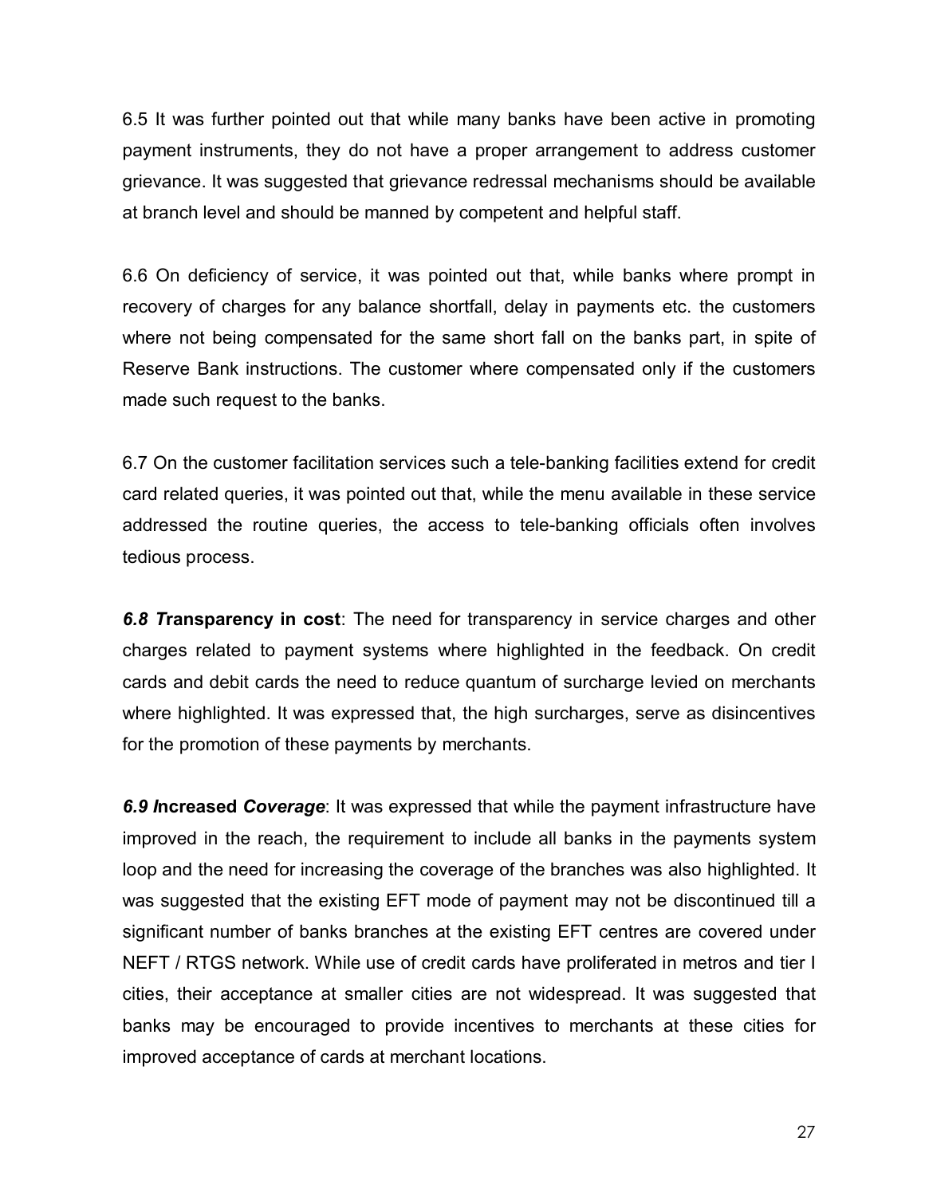6.5 It was further pointed out that while many banks have been active in promoting payment instruments, they do not have a proper arrangement to address customer grievance. It was suggested that grievance redressal mechanisms should be available at branch level and should be manned by competent and helpful staff.

6.6 On deficiency of service, it was pointed out that, while banks where prompt in recovery of charges for any balance shortfall, delay in payments etc. the customers where not being compensated for the same short fall on the banks part, in spite of Reserve Bank instructions. The customer where compensated only if the customers made such request to the banks.

6.7 On the customer facilitation services such a tele-banking facilities extend for credit card related queries, it was pointed out that, while the menu available in these service addressed the routine queries, the access to tele-banking officials often involves tedious process.

***6.8 T*ransparency in cost**: The need for transparency in service charges and other charges related to payment systems where highlighted in the feedback. On credit cards and debit cards the need to reduce quantum of surcharge levied on merchants where highlighted. It was expressed that, the high surcharges, serve as disincentives for the promotion of these payments by merchants.

***6.9 I*ncreased *Coverage***: It was expressed that while the payment infrastructure have improved in the reach, the requirement to include all banks in the payments system loop and the need for increasing the coverage of the branches was also highlighted. It was suggested that the existing EFT mode of payment may not be discontinued till a significant number of banks branches at the existing EFT centres are covered under NEFT / RTGS network. While use of credit cards have proliferated in metros and tier I cities, their acceptance at smaller cities are not widespread. It was suggested that banks may be encouraged to provide incentives to merchants at these cities for improved acceptance of cards at merchant locations.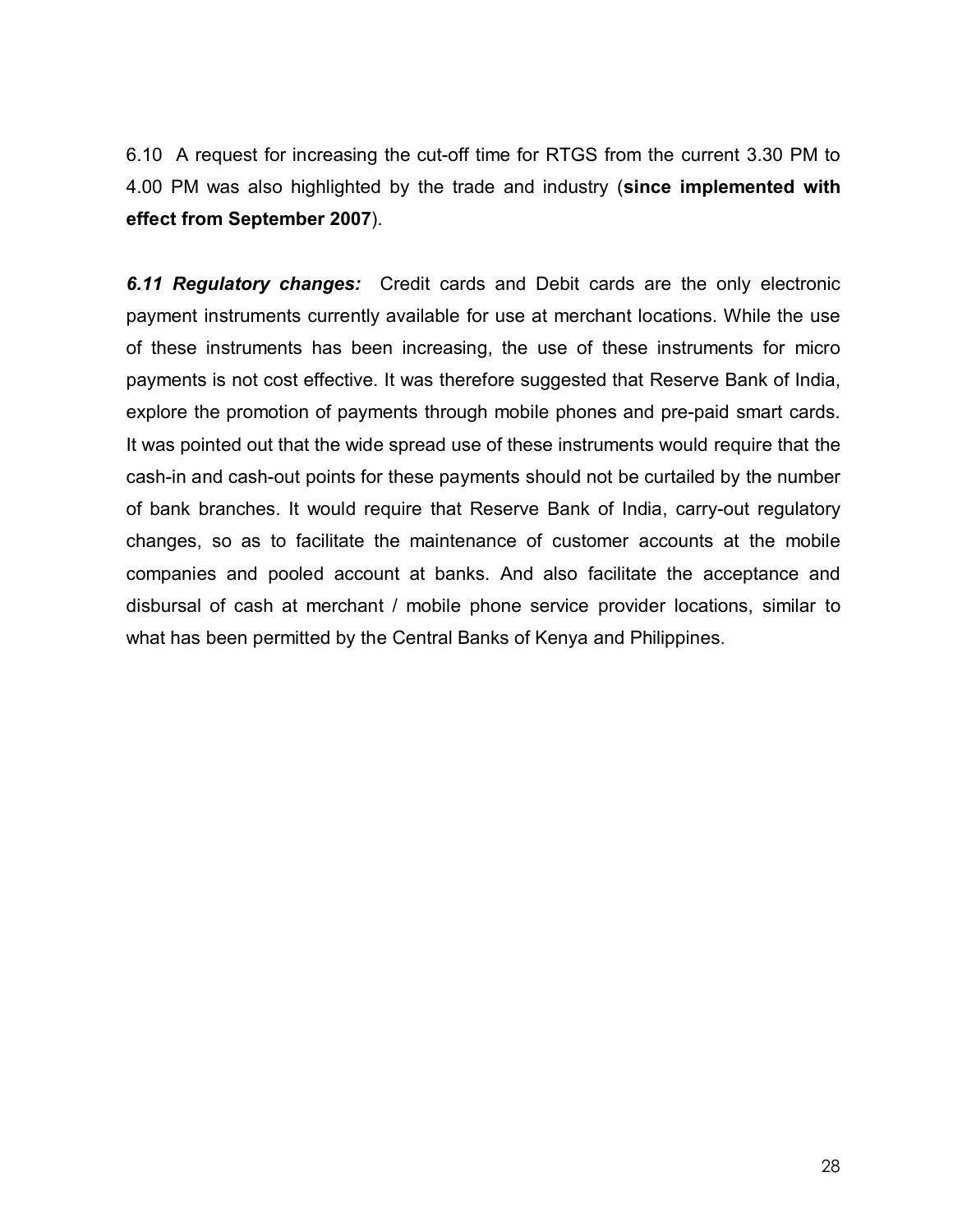6.10 A request for increasing the cut-off time for RTGS from the current 3.30 PM to 4.00 PM was also highlighted by the trade and industry (**since implemented with effect from September 2007**).

***6.11 Regulatory changes:*** Credit cards and Debit cards are the only electronic payment instruments currently available for use at merchant locations. While the use of these instruments has been increasing, the use of these instruments for micro payments is not cost effective. It was therefore suggested that Reserve Bank of India, explore the promotion of payments through mobile phones and pre-paid smart cards. It was pointed out that the wide spread use of these instruments would require that the cash-in and cash-out points for these payments should not be curtailed by the number of bank branches. It would require that Reserve Bank of India, carry-out regulatory changes, so as to facilitate the maintenance of customer accounts at the mobile companies and pooled account at banks. And also facilitate the acceptance and disbursal of cash at merchant / mobile phone service provider locations, similar to what has been permitted by the Central Banks of Kenya and Philippines.